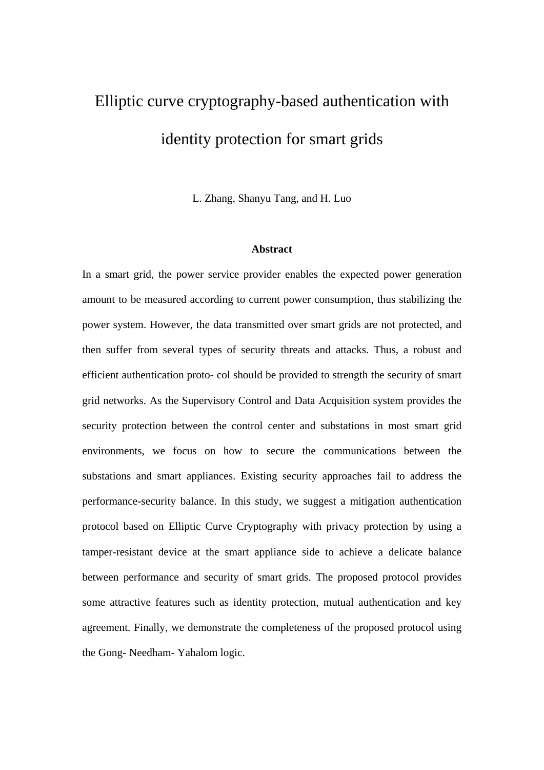# Elliptic curve cryptography-based authentication with identity protection for smart grids

L. Zhang, Shanyu Tang, and H. Luo

### Abstract

In a smart grid, the power service provider enables the expected power generation amount to be measured according to current power consumption, thus stabilizing the power system. However, the data transmitted over smart grids are not protected, and then suffer from several types of security threats and attacks. Thus, a robust and efficient authentication proto- col should be provided to strength the security of smart grid networks. As the Supervisory Control and Data Acquisition system provides the security protection between the control center and substations in most smart grid environments, we focus on how to secure the communications between the substations and smart appliances. Existing security approaches fail to address the performance-security balance. In this study, we suggest a mitigation authentication protocol based on Elliptic Curve Cryptography with privacy protection by using a tamper-resistant device at the smart appliance side to achieve a delicate balance between performance and security of smart grids. The proposed protocol provides some attractive features such as identity protection, mutual authentication and key agreement. Finally, we demonstrate the completeness of the proposed protocol using the Gong- Needham- Yahalom logic.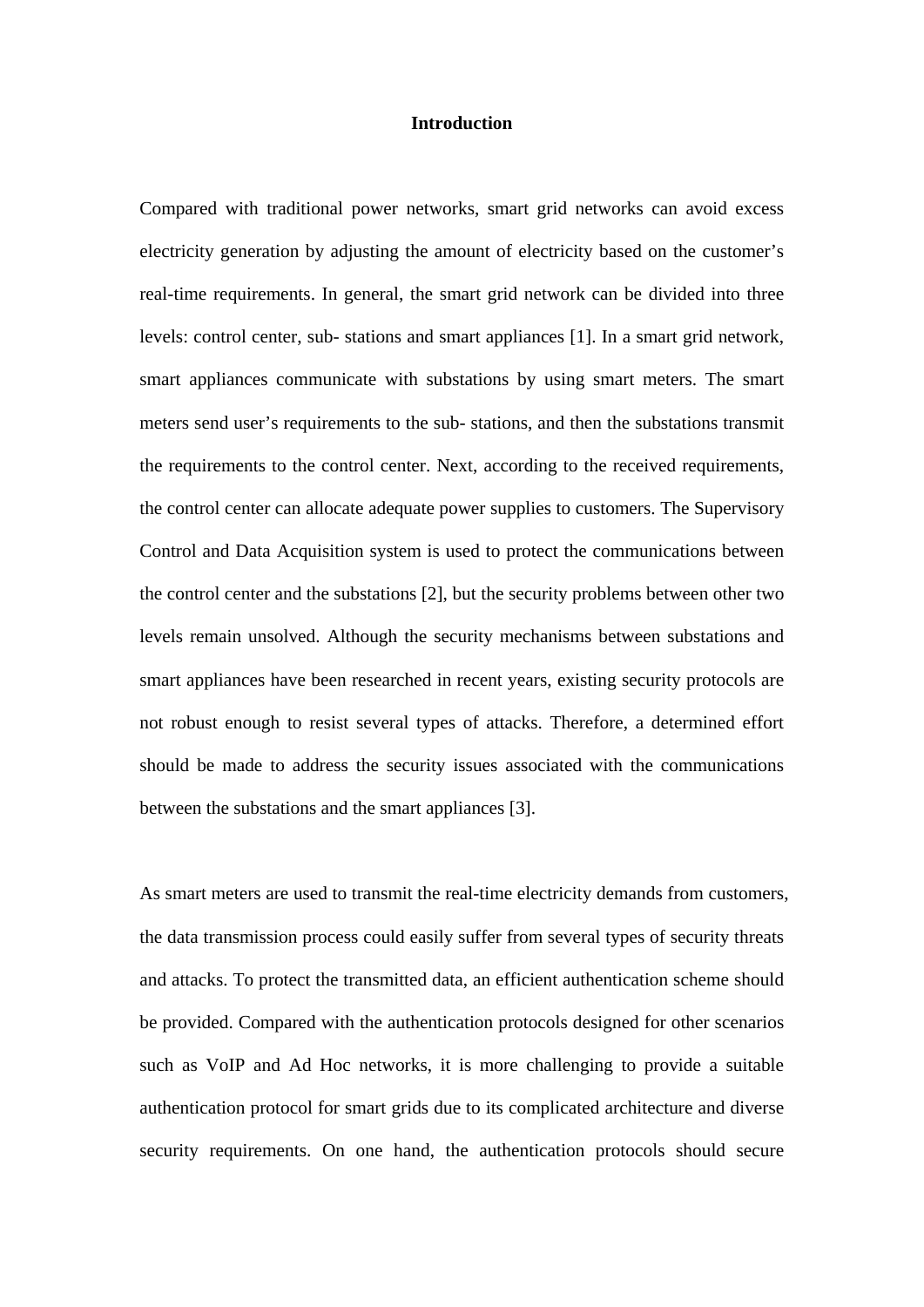## Introduction

Compared with traditional power networks, smart grid networks can avoid excess electricity generation by adjusting the amount of electricity based on the customer's real-time requirements. In general, the smart grid network can be divided into three levels: control center, sub- stations and smart appliances [1]. In a smart grid network, smart appliances communicate with substations by using smart meters. The smart meters send user's requirements to the sub- stations, and then the substations transmit the requirements to the control center. Next, according to the received requirements, the control center can allocate adequate power supplies to customers. The Supervisory Control and Data Acquisition system is used to protect the communications between the control center and the substations [2], but the security problems between other two levels remain unsolved. Although the security mechanisms between substations and smart appliances have been researched in recent years, existing security protocols are not robust enough to resist several types of attacks. Therefore, a determined effort should be made to address the security issues associated with the communications between the substations and the smart appliances [3].

As smart meters are used to transmit the real-time electricity demands from customers, the data transmission process could easily suffer from several types of security threats and attacks. To protect the transmitted data, an efficient authentication scheme should be provided. Compared with the authentication protocols designed for other scenarios such as VoIP and Ad Hoc networks, it is more challenging to provide a suitable authentication protocol for smart grids due to its complicated architecture and diverse security requirements. On one hand, the authentication protocols should secure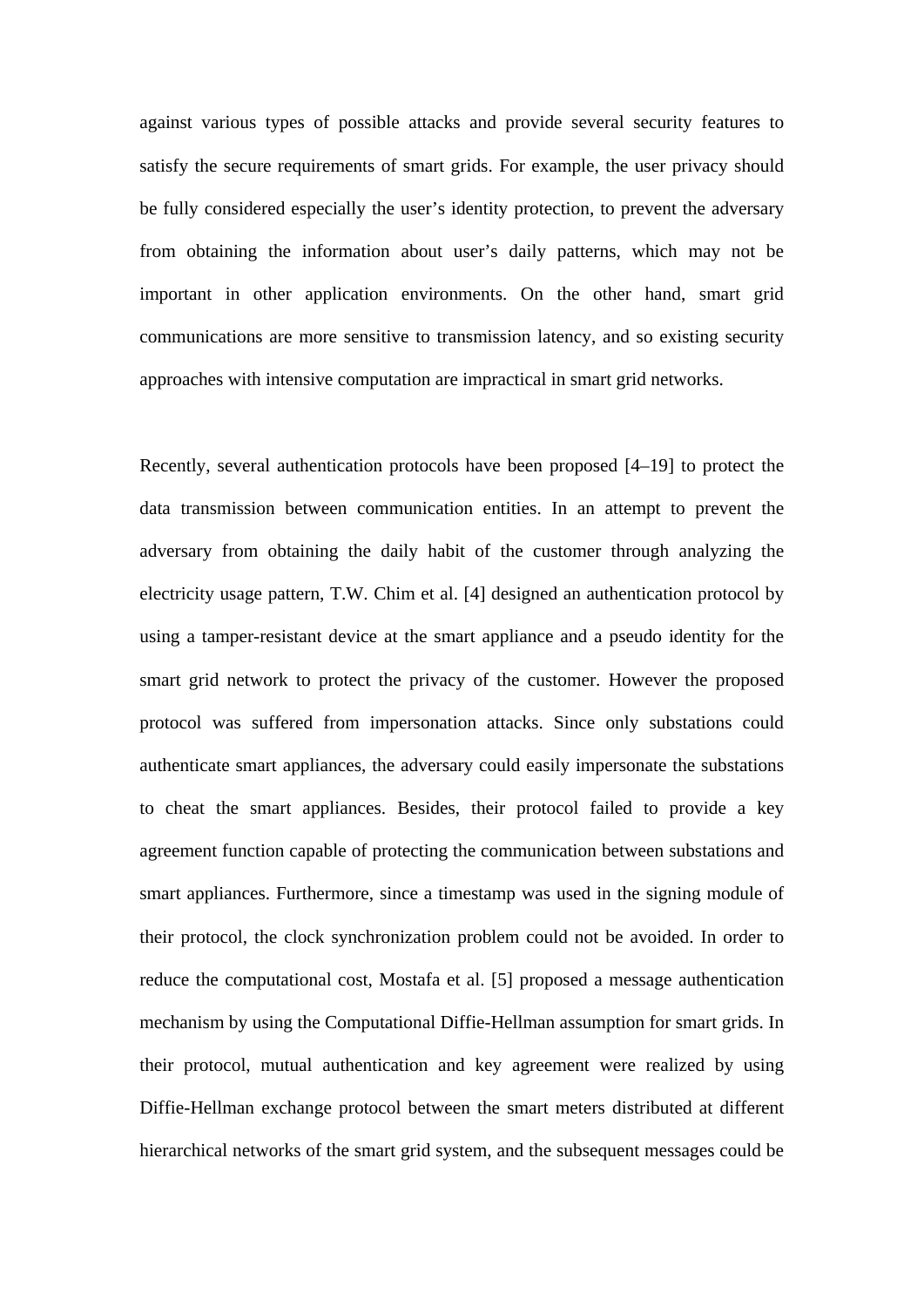against various types of possible attacks and provide several security features to satisfy the secure requirements of smart grids. For example, the user privacy should be fully considered especially the user's identity protection, to prevent the adversary from obtaining the information about user's daily patterns, which may not be important in other application environments. On the other hand, smart grid communications are more sensitive to transmission latency, and so existing security approaches with intensive computation are impractical in smart grid networks.

Recently, several authentication protocols have been proposed [4–19] to protect the data transmission between communication entities. In an attempt to prevent the adversary from obtaining the daily habit of the customer through analyzing the electricity usage pattern, T.W. Chim et al. [4] designed an authentication protocol by using a tamper-resistant device at the smart appliance and a pseudo identity for the smart grid network to protect the privacy of the customer. However the proposed protocol was suffered from impersonation attacks. Since only substations could authenticate smart appliances, the adversary could easily impersonate the substations to cheat the smart appliances. Besides, their protocol failed to provide a key agreement function capable of protecting the communication between substations and smart appliances. Furthermore, since a timestamp was used in the signing module of their protocol, the clock synchronization problem could not be avoided. In order to reduce the computational cost, Mostafa et al. [5] proposed a message authentication mechanism by using the Computational Diffie-Hellman assumption for smart grids. In their protocol, mutual authentication and key agreement were realized by using Diffie-Hellman exchange protocol between the smart meters distributed at different hierarchical networks of the smart grid system, and the subsequent messages could be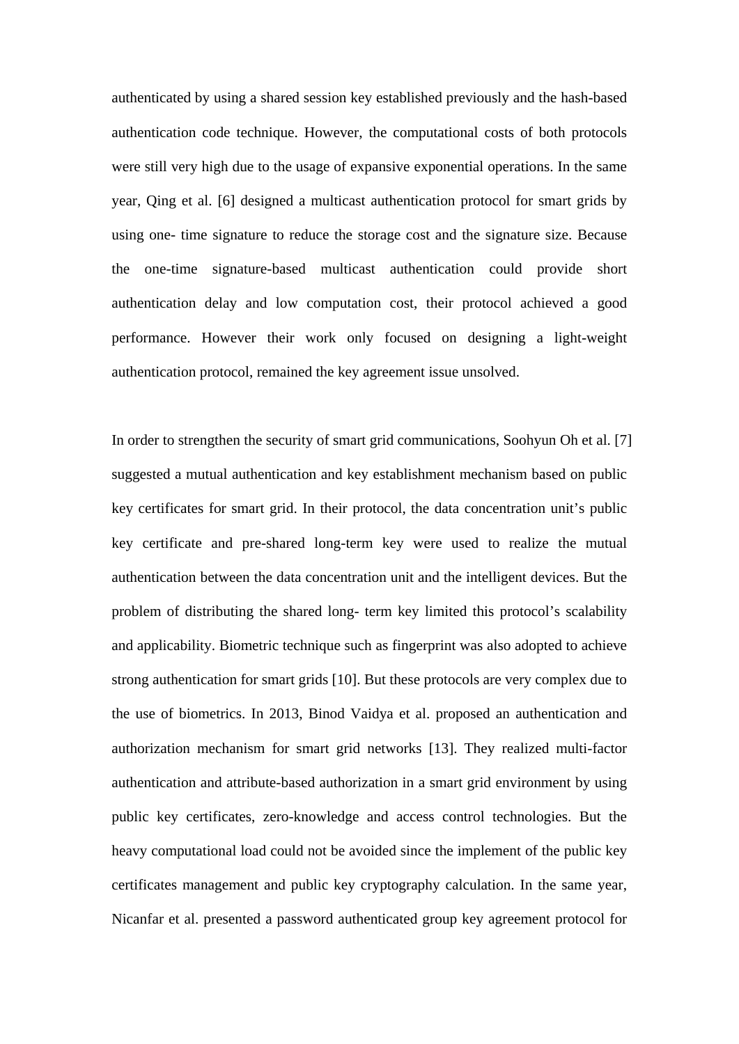authenticated by using a shared session key established previously and the hash-based authentication code technique. However, the computational costs of both protocols were still very high due to the usage of expansive exponential operations. In the same year, Qing et al. [6] designed a multicast authentication protocol for smart grids by using one- time signature to reduce the storage cost and the signature size. Because the one-time signature-based multicast authentication could provide short authentication delay and low computation cost, their protocol achieved a good performance. However their work only focused on designing a light-weight authentication protocol, remained the key agreement issue unsolved.

In order to strengthen the security of smart grid communications, Soohyun Oh et al. [7] suggested a mutual authentication and key establishment mechanism based on public key certificates for smart grid. In their protocol, the data concentration unit's public key certificate and pre-shared long-term key were used to realize the mutual authentication between the data concentration unit and the intelligent devices. But the problem of distributing the shared long- term key limited this protocol's scalability and applicability. Biometric technique such as fingerprint was also adopted to achieve strong authentication for smart grids [10]. But these protocols are very complex due to the use of biometrics. In 2013, Binod Vaidya et al. proposed an authentication and authorization mechanism for smart grid networks [13]. They realized multi-factor authentication and attribute-based authorization in a smart grid environment by using public key certificates, zero-knowledge and access control technologies. But the heavy computational load could not be avoided since the implement of the public key certificates management and public key cryptography calculation. In the same year, Nicanfar et al. presented a password authenticated group key agreement protocol for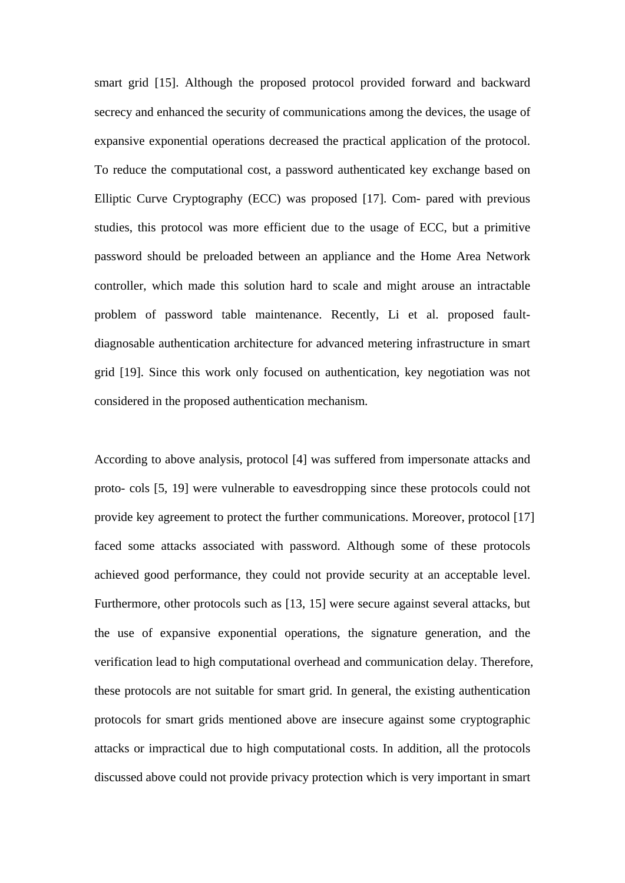smart grid [15]. Although the proposed protocol provided forward and backward secrecy and enhanced the security of communications among the devices, the usage of expansive exponential operations decreased the practical application of the protocol. To reduce the computational cost, a password authenticated key exchange based on Elliptic Curve Cryptography (ECC) was proposed [17]. Com- pared with previous studies, this protocol was more efficient due to the usage of ECC, but a primitive password should be preloaded between an appliance and the Home Area Network controller, which made this solution hard to scale and might arouse an intractable problem of password table maintenance. Recently, Li et al. proposed fault-diagnosable authentication architecture for advanced metering infrastructure in smart grid [19]. Since this work only focused on authentication, key negotiation was not considered in the proposed authentication mechanism.

According to above analysis, protocol [4] was suffered from impersonate attacks and proto- cols [5, 19] were vulnerable to eavesdropping since these protocols could not provide key agreement to protect the further communications. Moreover, protocol [17] faced some attacks associated with password. Although some of these protocols achieved good performance, they could not provide security at an acceptable level. Furthermore, other protocols such as [13, 15] were secure against several attacks, but the use of expansive exponential operations, the signature generation, and the verification lead to high computational overhead and communication delay. Therefore, these protocols are not suitable for smart grid. In general, the existing authentication protocols for smart grids mentioned above are insecure against some cryptographic attacks or impractical due to high computational costs. In addition, all the protocols discussed above could not provide privacy protection which is very important in smart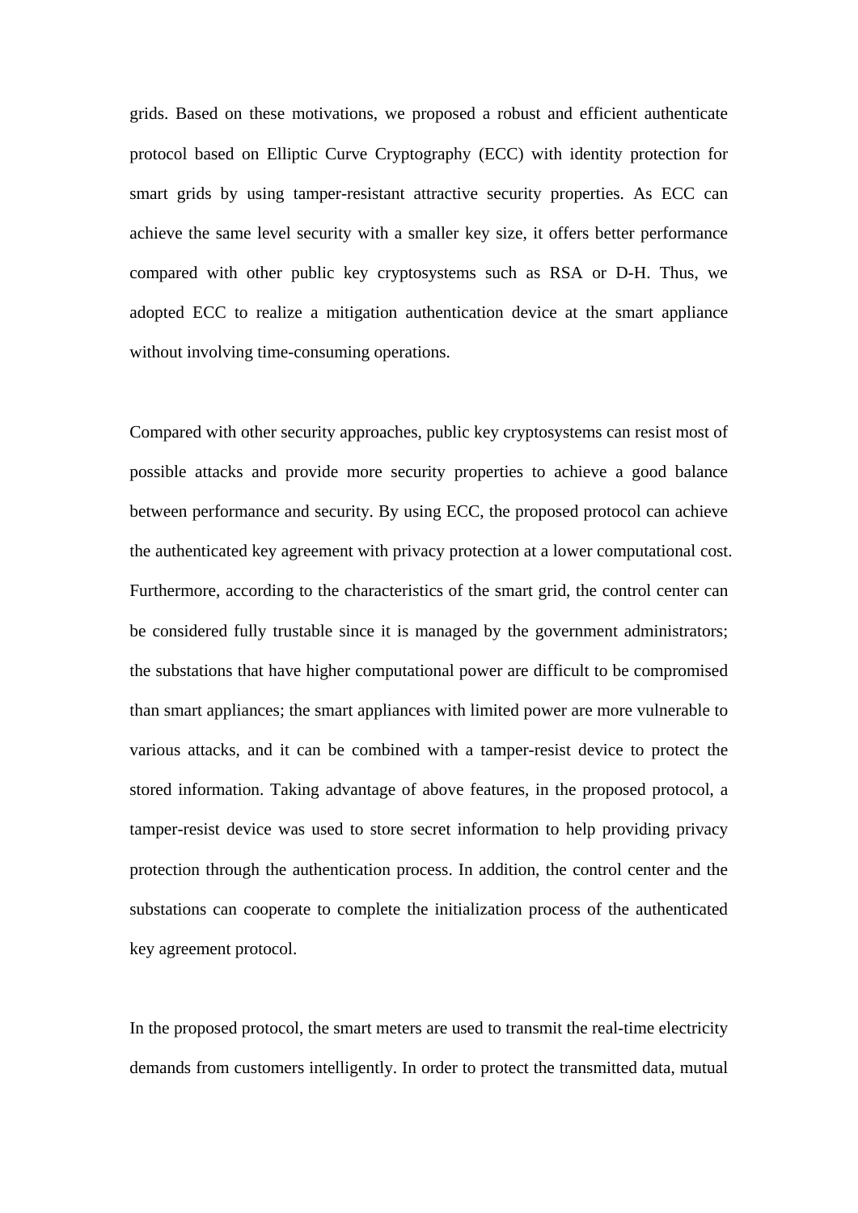grids. Based on these motivations, we proposed a robust and efficient authenticate protocol based on Elliptic Curve Cryptography (ECC) with identity protection for smart grids by using tamper-resistant attractive security properties. As ECC can achieve the same level security with a smaller key size, it offers better performance compared with other public key cryptosystems such as RSA or D-H. Thus, we adopted ECC to realize a mitigation authentication device at the smart appliance without involving time-consuming operations.

Compared with other security approaches, public key cryptosystems can resist most of possible attacks and provide more security properties to achieve a good balance between performance and security. By using ECC, the proposed protocol can achieve the authenticated key agreement with privacy protection at a lower computational cost. Furthermore, according to the characteristics of the smart grid, the control center can be considered fully trustable since it is managed by the government administrators; the substations that have higher computational power are difficult to be compromised than smart appliances; the smart appliances with limited power are more vulnerable to various attacks, and it can be combined with a tamper-resist device to protect the stored information. Taking advantage of above features, in the proposed protocol, a tamper-resist device was used to store secret information to help providing privacy protection through the authentication process. In addition, the control center and the substations can cooperate to complete the initialization process of the authenticated key agreement protocol.

In the proposed protocol, the smart meters are used to transmit the real-time electricity demands from customers intelligently. In order to protect the transmitted data, mutual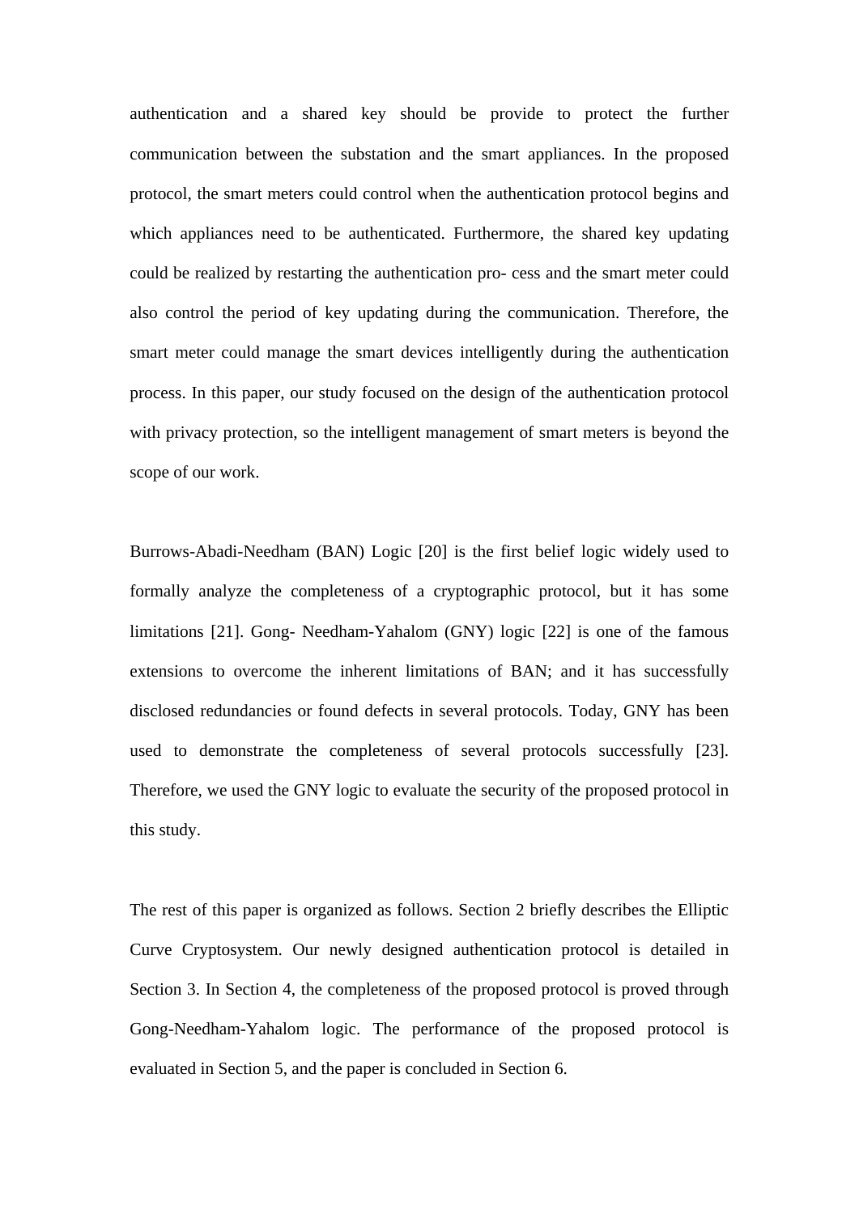authentication and a shared key should be provide to protect the further communication between the substation and the smart appliances. In the proposed protocol, the smart meters could control when the authentication protocol begins and which appliances need to be authenticated. Furthermore, the shared key updating could be realized by restarting the authentication pro- cess and the smart meter could also control the period of key updating during the communication. Therefore, the smart meter could manage the smart devices intelligently during the authentication process. In this paper, our study focused on the design of the authentication protocol with privacy protection, so the intelligent management of smart meters is beyond the scope of our work.

Burrows-Abadi-Needham (BAN) Logic [20] is the first belief logic widely used to formally analyze the completeness of a cryptographic protocol, but it has some limitations [21]. Gong- Needham-Yahalom (GNY) logic [22] is one of the famous extensions to overcome the inherent limitations of BAN; and it has successfully disclosed redundancies or found defects in several protocols. Today, GNY has been used to demonstrate the completeness of several protocols successfully [23]. Therefore, we used the GNY logic to evaluate the security of the proposed protocol in this study.

The rest of this paper is organized as follows. Section 2 briefly describes the Elliptic Curve Cryptosystem. Our newly designed authentication protocol is detailed in Section 3. In Section 4, the completeness of the proposed protocol is proved through Gong-Needham-Yahalom logic. The performance of the proposed protocol is evaluated in Section 5, and the paper is concluded in Section 6.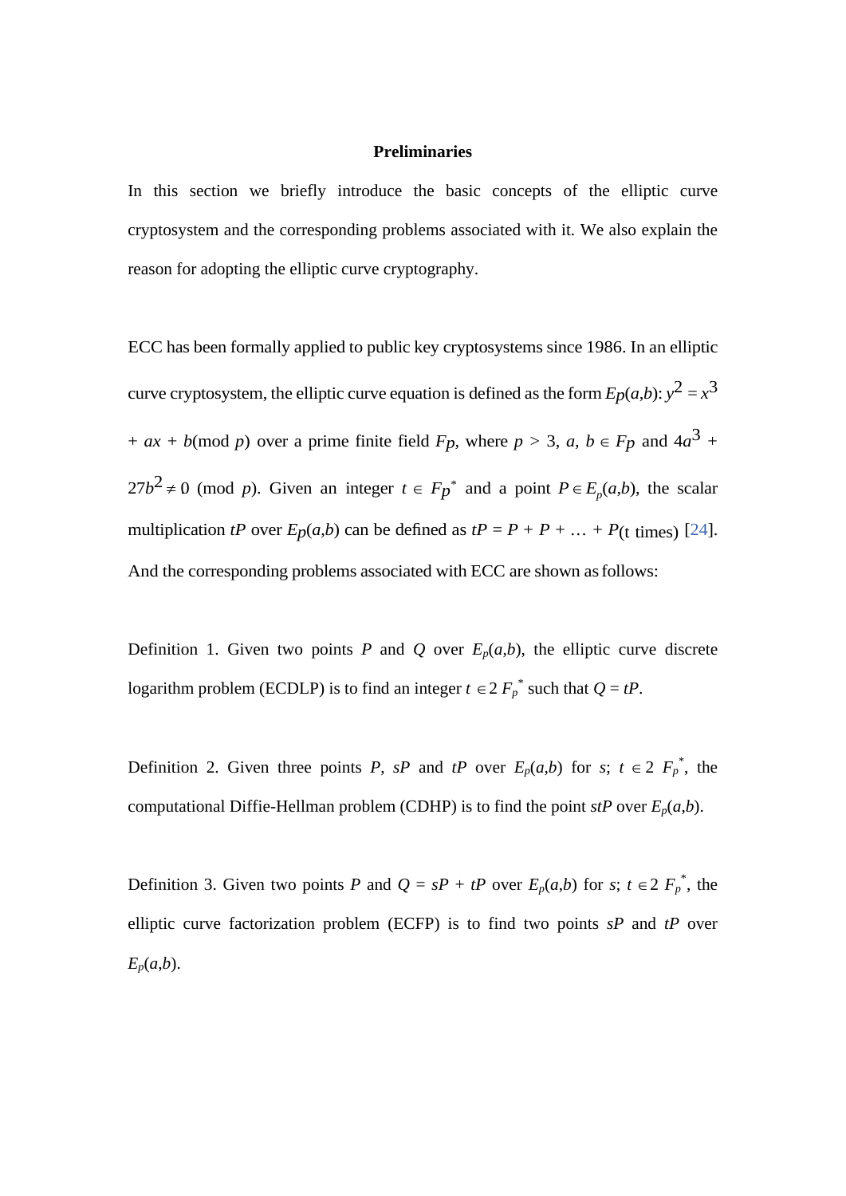## Preliminaries

In this section we briefly introduce the basic concepts of the elliptic curve cryptosystem and the corresponding problems associated with it. We also explain the reason for adopting the elliptic curve cryptography.

ECC has been formally applied to public key cryptosystems since 1986. In an elliptic curve cryptosystem, the elliptic curve equation is defined as the form $E_p(a,b)$: $y^2 = x^3 + ax + b (\bmod\ p)$ over a prime finite field $F_p$, where $p > 3$, $a$, $b \in F_p$ and $4a^3 + 27b^2 \neq 0$ (mod $p$). Given an integer $t \in F_p^*$ and a point $P \in E_p(a,b)$, the scalar multiplication $tP$ over $E_p(a,b)$ can be defined as $tP = P + P + \ldots + P$(t times) [24]. And the corresponding problems associated with ECC are shown as follows:

Definition 1. Given two points $P$ and $Q$ over $E_p(a,b)$, the elliptic curve discrete logarithm problem (ECDLP) is to find an integer $t \in 2\ F_p^*$ such that $Q = tP$.

Definition 2. Given three points $P$, $sP$ and $tP$ over $E_p(a,b)$ for $s$; $t \in 2\ F_p^*$, the computational Diffie-Hellman problem (CDHP) is to find the point $stP$ over $E_p(a,b)$.

Definition 3. Given two points $P$ and $Q = sP + tP$ over $E_p(a,b)$ for $s$; $t \in 2\ F_p^*$, the elliptic curve factorization problem (ECFP) is to find two points $sP$ and $tP$ over $E_p(a,b)$.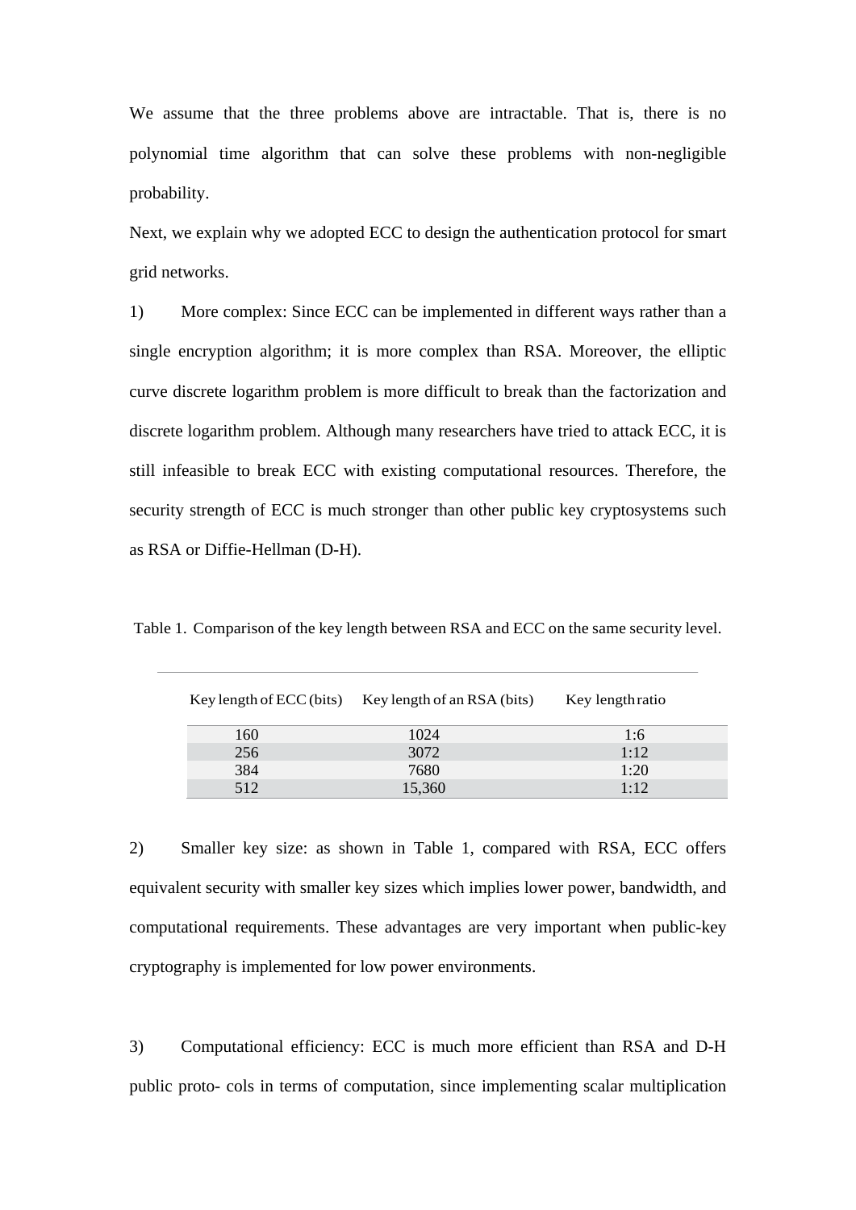We assume that the three problems above are intractable. That is, there is no polynomial time algorithm that can solve these problems with non-negligible probability.

Next, we explain why we adopted ECC to design the authentication protocol for smart grid networks.

1) More complex: Since ECC can be implemented in different ways rather than a single encryption algorithm; it is more complex than RSA. Moreover, the elliptic curve discrete logarithm problem is more difficult to break than the factorization and discrete logarithm problem. Although many researchers have tried to attack ECC, it is still infeasible to break ECC with existing computational resources. Therefore, the security strength of ECC is much stronger than other public key cryptosystems such as RSA or Diffie-Hellman (D-H).

Table 1. Comparison of the key length between RSA and ECC on the same security level.

| Key length of ECC (bits) | Key length of an RSA (bits) | Key length ratio |
|---|---|---|
| 160 | 1024 | 1:6 |
| 256 | 3072 | 1:12 |
| 384 | 7680 | 1:20 |
| 512 | 15,360 | 1:12 |

2) Smaller key size: as shown in Table 1, compared with RSA, ECC offers equivalent security with smaller key sizes which implies lower power, bandwidth, and computational requirements. These advantages are very important when public-key cryptography is implemented for low power environments.

3) Computational efficiency: ECC is much more efficient than RSA and D-H public proto- cols in terms of computation, since implementing scalar multiplication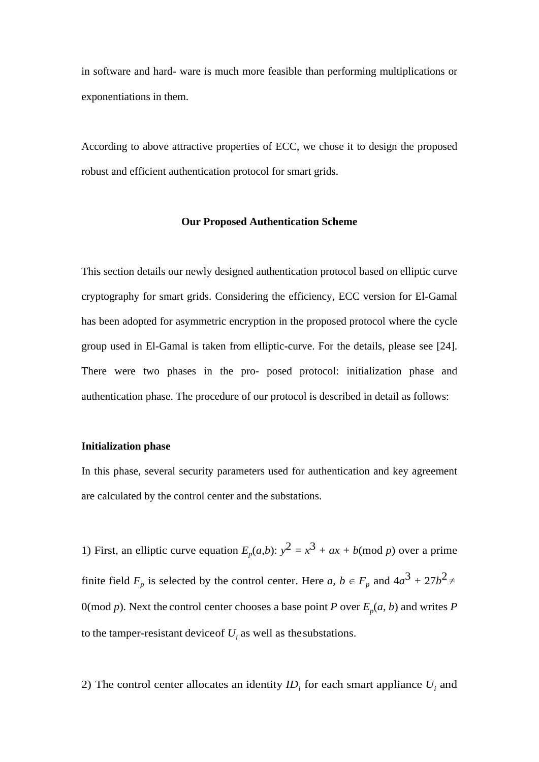in software and hard- ware is much more feasible than performing multiplications or exponentiations in them.

According to above attractive properties of ECC, we chose it to design the proposed robust and efficient authentication protocol for smart grids.

## Our Proposed Authentication Scheme

This section details our newly designed authentication protocol based on elliptic curve cryptography for smart grids. Considering the efficiency, ECC version for El-Gamal has been adopted for asymmetric encryption in the proposed protocol where the cycle group used in El-Gamal is taken from elliptic-curve. For the details, please see [24]. There were two phases in the pro- posed protocol: initialization phase and authentication phase. The procedure of our protocol is described in detail as follows:

### Initialization phase

In this phase, several security parameters used for authentication and key agreement are calculated by the control center and the substations.

1) First, an elliptic curve equation $E_p(a,b)$: $y^2 = x^3 + ax + b \pmod p$ over a prime finite field $F_p$ is selected by the control center. Here $a, b \in F_p$ and $4a^3 + 27b^2 \neq 0 \pmod p$. Next the control center chooses a base point $P$ over $E_p(a, b)$ and writes $P$ to the tamper-resistant device of $U_i$ as well as the substations.

2) The control center allocates an identity $ID_i$ for each smart appliance $U_i$ and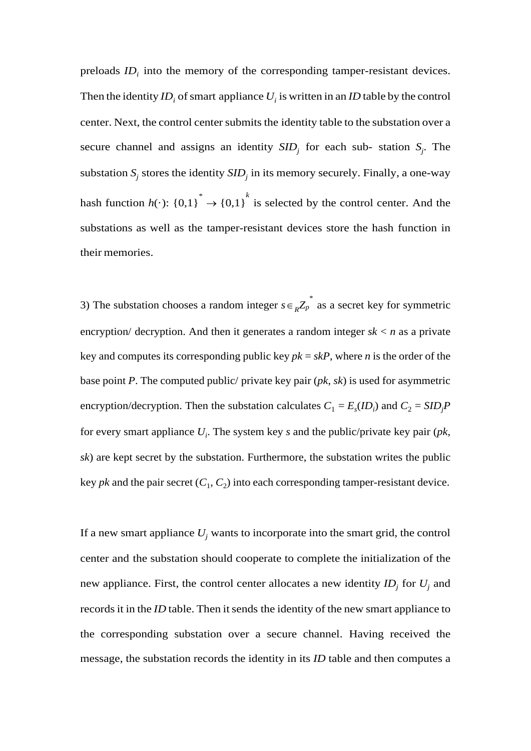preloads $ID_i$ into the memory of the corresponding tamper-resistant devices. Then the identity $ID_i$ of smart appliance $U_i$ is written in an *ID* table by the control center. Next, the control center submits the identity table to the substation over a secure channel and assigns an identity $SID_j$ for each sub- station $S_j$. The substation $S_j$ stores the identity $SID_j$ in its memory securely. Finally, a one-way hash function $h(\cdot)$: $\{0,1\}^* \rightarrow \{0,1\}^k$ is selected by the control center. And the substations as well as the tamper-resistant devices store the hash function in their memories.

3) The substation chooses a random integer $s \in_R Z_p^*$ as a secret key for symmetric encryption/ decryption. And then it generates a random integer $sk < n$ as a private key and computes its corresponding public key $pk = skP$, where $n$ is the order of the base point $P$. The computed public/ private key pair ($pk$, $sk$) is used for asymmetric encryption/decryption. Then the substation calculates $C_1 = E_s(ID_i)$ and $C_2 = SID_jP$ for every smart appliance $U_i$. The system key $s$ and the public/private key pair ($pk$, $sk$) are kept secret by the substation. Furthermore, the substation writes the public key $pk$ and the pair secret ($C_1$, $C_2$) into each corresponding tamper-resistant device.

If a new smart appliance $U_j$ wants to incorporate into the smart grid, the control center and the substation should cooperate to complete the initialization of the new appliance. First, the control center allocates a new identity $ID_j$ for $U_j$ and records it in the *ID* table. Then it sends the identity of the new smart appliance to the corresponding substation over a secure channel. Having received the message, the substation records the identity in its *ID* table and then computes a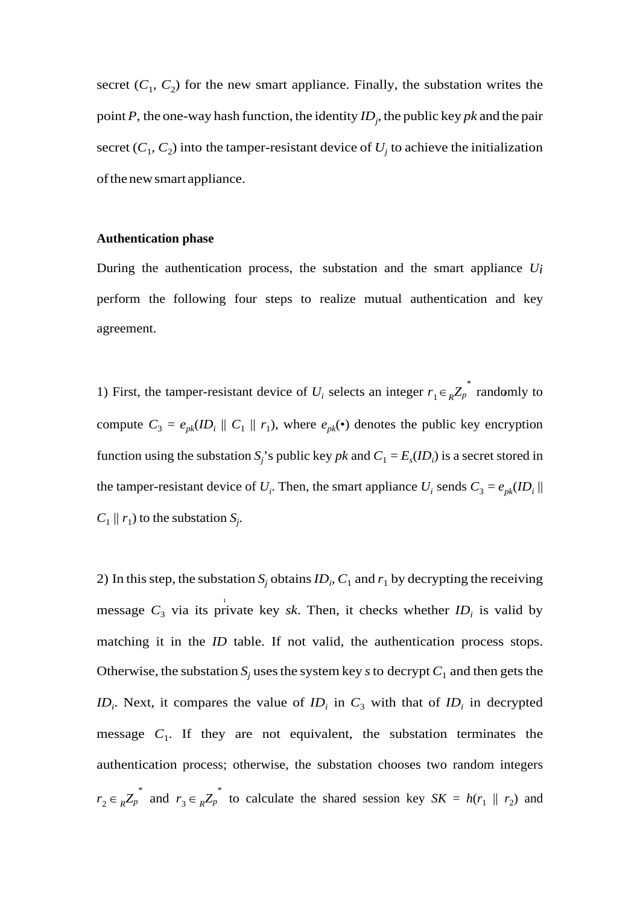secret ($C_1$, $C_2$) for the new smart appliance. Finally, the substation writes the point $P$, the one-way hash function, the identity $ID_j$, the public key $pk$ and the pair secret ($C_1$, $C_2$) into the tamper-resistant device of $U_j$ to achieve the initialization of the new smart appliance.

**Authentication phase**

During the authentication process, the substation and the smart appliance $U_i$ perform the following four steps to realize mutual authentication and key agreement.

1) First, the tamper-resistant device of $U_i$ selects an integer $r_1 \in_R Z_p^*$ randomly to compute $C_3 = e_{pk}(ID_i \parallel C_1 \parallel r_1)$, where $e_{pk}(\bullet)$ denotes the public key encryption function using the substation $S_j$'s public key $pk$ and $C_1 = E_s(ID_i)$ is a secret stored in the tamper-resistant device of $U_i$. Then, the smart appliance $U_i$ sends $C_3 = e_{pk}(ID_i \parallel C_1 \parallel r_1)$ to the substation $S_j$.

2) In this step, the substation $S_j$ obtains $ID_i$, $C_1$ and $r_1$ by decrypting the receiving message $C_3$ via its private key $sk$. Then, it checks whether $ID_i$ is valid by matching it in the $ID$ table. If not valid, the authentication process stops. Otherwise, the substation $S_j$ uses the system key $s$ to decrypt $C_1$ and then gets the $ID_i$. Next, it compares the value of $ID_i$ in $C_3$ with that of $ID_i$ in decrypted message $C_1$. If they are not equivalent, the substation terminates the authentication process; otherwise, the substation chooses two random integers $r_2 \in_R Z_p^*$ and $r_3 \in_R Z_p^*$ to calculate the shared session key $SK = h(r_1 \parallel r_2)$ and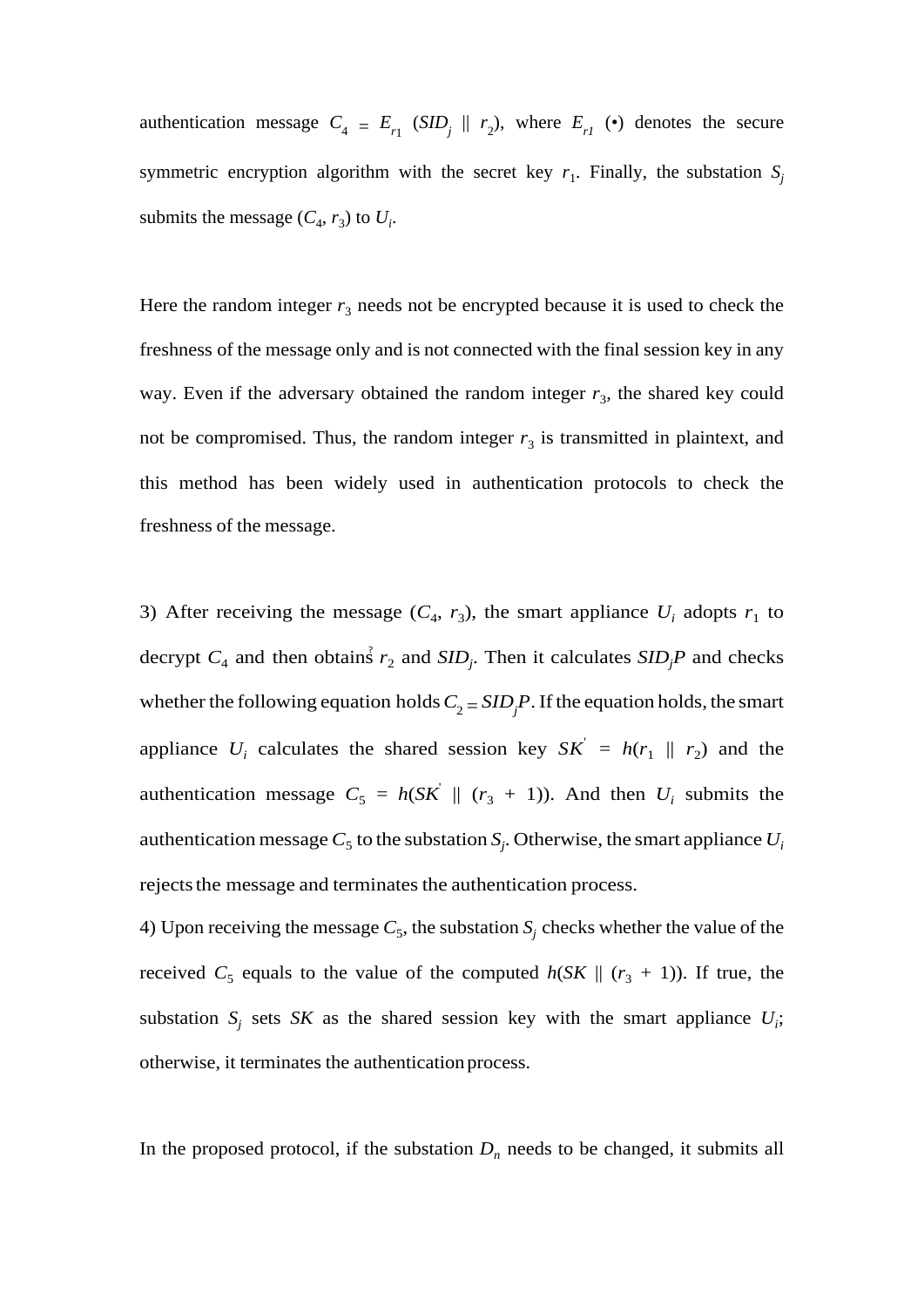authentication message $C_4 = E_{r1}(SID_j \parallel r_2)$, where $E_{r1}(\bullet)$ denotes the secure symmetric encryption algorithm with the secret key $r_1$. Finally, the substation $S_j$ submits the message $(C_4, r_3)$ to $U_i$.

Here the random integer $r_3$ needs not be encrypted because it is used to check the freshness of the message only and is not connected with the final session key in any way. Even if the adversary obtained the random integer $r_3$, the shared key could not be compromised. Thus, the random integer $r_3$ is transmitted in plaintext, and this method has been widely used in authentication protocols to check the freshness of the message.

3) After receiving the message $(C_4, r_3)$, the smart appliance $U_i$ adopts $r_1$ to decrypt $C_4$ and then obtains $r_2$ and $SID_j$. Then it calculates $SID_jP$ and checks whether the following equation holds $C_2 \stackrel{?}{=} SID_jP$. If the equation holds, the smart appliance $U_i$ calculates the shared session key $SK' = h(r_1 \parallel r_2)$ and the authentication message $C_5 = h(SK' \parallel (r_3 + 1))$. And then $U_i$ submits the authentication message $C_5$ to the substation $S_j$. Otherwise, the smart appliance $U_i$ rejects the message and terminates the authentication process.

4) Upon receiving the message $C_5$, the substation $S_j$ checks whether the value of the received $C_5$ equals to the value of the computed $h(SK \parallel (r_3 + 1))$. If true, the substation $S_j$ sets $SK$ as the shared session key with the smart appliance $U_i$; otherwise, it terminates the authentication process.

In the proposed protocol, if the substation $D_n$ needs to be changed, it submits all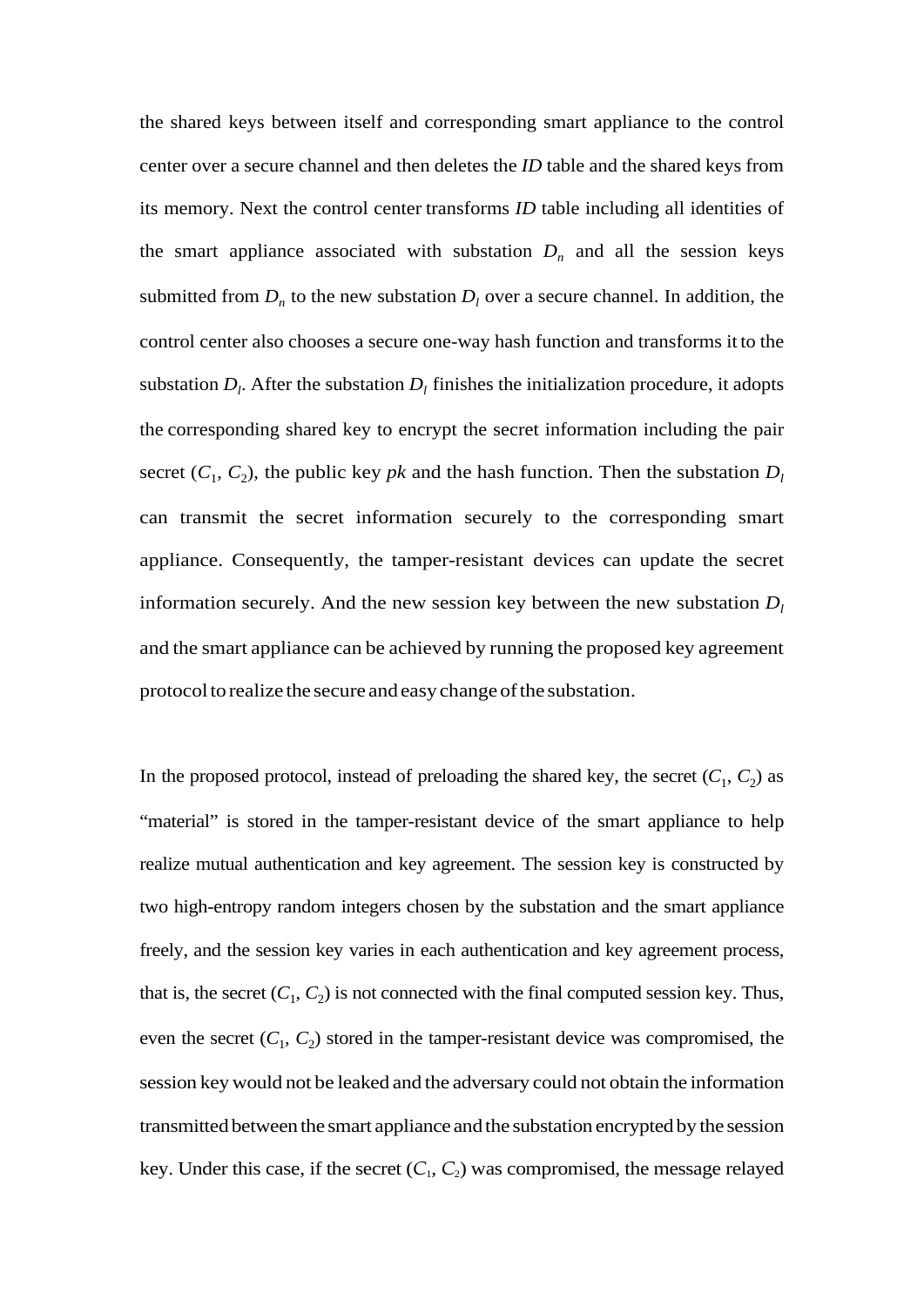the shared keys between itself and corresponding smart appliance to the control center over a secure channel and then deletes the *ID* table and the shared keys from its memory. Next the control center transforms *ID* table including all identities of the smart appliance associated with substation $D_n$ and all the session keys submitted from $D_n$ to the new substation $D_l$ over a secure channel. In addition, the control center also chooses a secure one-way hash function and transforms it to the substation $D_l$. After the substation $D_l$ finishes the initialization procedure, it adopts the corresponding shared key to encrypt the secret information including the pair secret ($C_1$, $C_2$), the public key $pk$ and the hash function. Then the substation $D_l$ can transmit the secret information securely to the corresponding smart appliance. Consequently, the tamper-resistant devices can update the secret information securely. And the new session key between the new substation $D_l$ and the smart appliance can be achieved by running the proposed key agreement protocol to realize the secure and easy change of the substation.

In the proposed protocol, instead of preloading the shared key, the secret ($C_1$, $C_2$) as "material" is stored in the tamper-resistant device of the smart appliance to help realize mutual authentication and key agreement. The session key is constructed by two high-entropy random integers chosen by the substation and the smart appliance freely, and the session key varies in each authentication and key agreement process, that is, the secret ($C_1$, $C_2$) is not connected with the final computed session key. Thus, even the secret ($C_1$, $C_2$) stored in the tamper-resistant device was compromised, the session key would not be leaked and the adversary could not obtain the information transmitted between the smart appliance and the substation encrypted by the session key. Under this case, if the secret ($C_1$, $C_2$) was compromised, the message relayed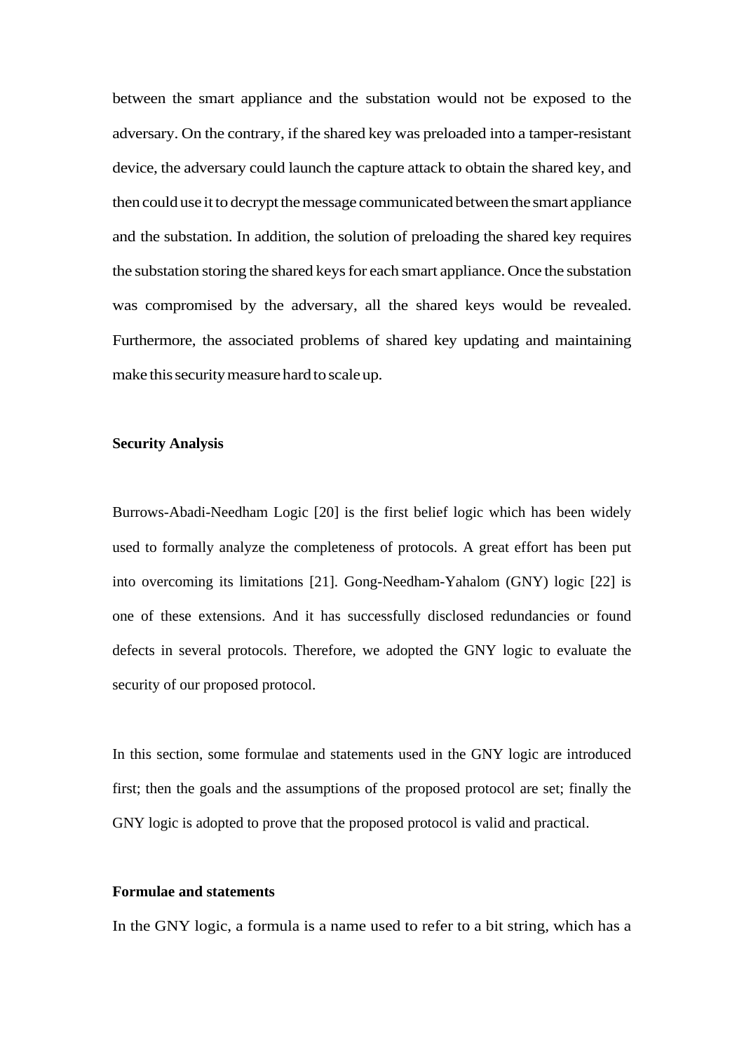between the smart appliance and the substation would not be exposed to the adversary. On the contrary, if the shared key was preloaded into a tamper-resistant device, the adversary could launch the capture attack to obtain the shared key, and then could use it to decrypt the message communicated between the smart appliance and the substation. In addition, the solution of preloading the shared key requires the substation storing the shared keys for each smart appliance. Once the substation was compromised by the adversary, all the shared keys would be revealed. Furthermore, the associated problems of shared key updating and maintaining make this security measure hard to scale up.

## Security Analysis

Burrows-Abadi-Needham Logic [20] is the first belief logic which has been widely used to formally analyze the completeness of protocols. A great effort has been put into overcoming its limitations [21]. Gong-Needham-Yahalom (GNY) logic [22] is one of these extensions. And it has successfully disclosed redundancies or found defects in several protocols. Therefore, we adopted the GNY logic to evaluate the security of our proposed protocol.

In this section, some formulae and statements used in the GNY logic are introduced first; then the goals and the assumptions of the proposed protocol are set; finally the GNY logic is adopted to prove that the proposed protocol is valid and practical.

### Formulae and statements

In the GNY logic, a formula is a name used to refer to a bit string, which has a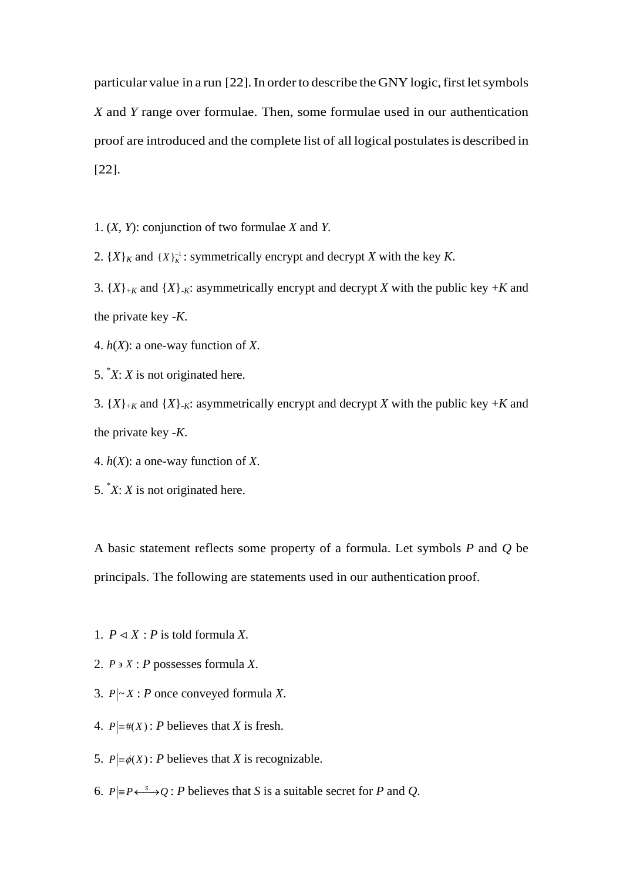particular value in a run [22]. In order to describe the GNY logic, first let symbols $X$ and $Y$ range over formulae. Then, some formulae used in our authentication proof are introduced and the complete list of all logical postulates is described in [22].

1. $(X, Y)$: conjunction of two formulae $X$ and $Y$.
2. $\{X\}_K$ and $\{X\}_K^{-1}$ : symmetrically encrypt and decrypt $X$ with the key $K$.
3. $\{X\}_{+K}$ and $\{X\}_{-K}$: asymmetrically encrypt and decrypt $X$ with the public key $+K$ and the private key $-K$.
4. $h(X)$: a one-way function of $X$.
5. $^*X$: $X$ is not originated here.
3. $\{X\}_{+K}$ and $\{X\}_{-K}$: asymmetrically encrypt and decrypt $X$ with the public key $+K$ and the private key $-K$.
4. $h(X)$: a one-way function of $X$.
5. $^*X$: $X$ is not originated here.

A basic statement reflects some property of a formula. Let symbols $P$ and $Q$ be principals. The following are statements used in our authentication proof.

1. $P \triangleleft X$ : $P$ is told formula $X$.
2. $P \ni X$ : $P$ possesses formula $X$.
3. $P \mid\sim X$ : $P$ once conveyed formula $X$.
4. $P \mid\equiv \#(X)$ : $P$ believes that $X$ is fresh.
5. $P \mid\equiv \phi(X)$ : $P$ believes that $X$ is recognizable.
6. $P \mid\equiv P \stackrel{S}{\longleftrightarrow} Q$ : $P$ believes that $S$ is a suitable secret for $P$ and $Q$.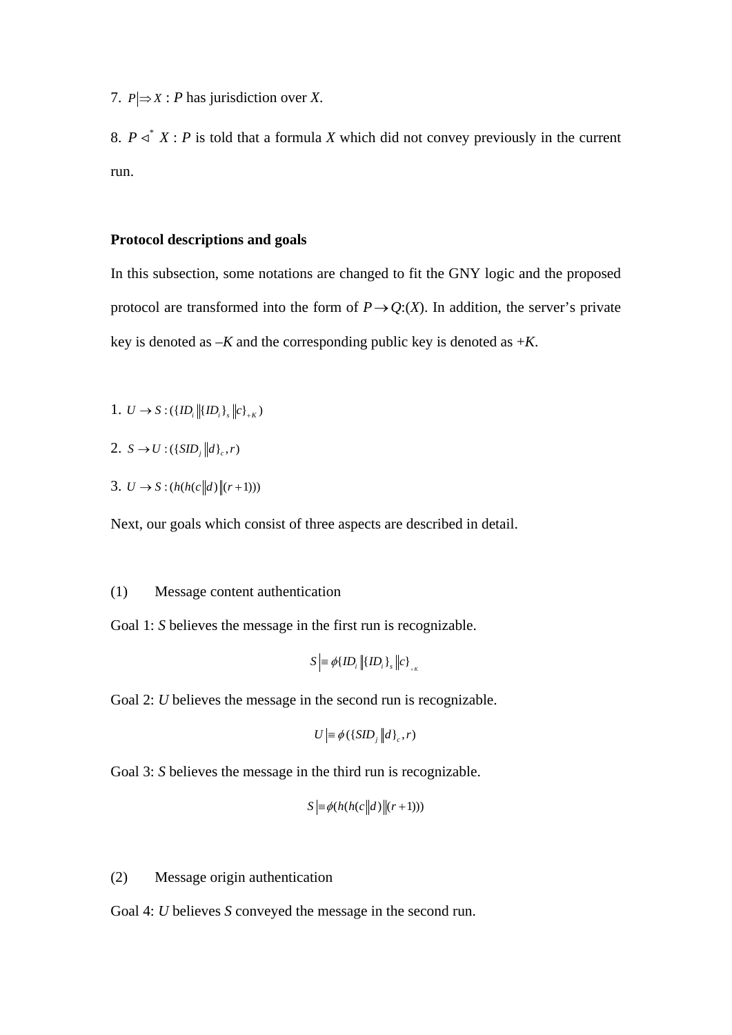7. $P|\Rightarrow X$ : *P* has jurisdiction over *X*.

8. $P \triangleleft^{*} X$ : *P* is told that a formula *X* which did not convey previously in the current run.

**Protocol descriptions and goals**

In this subsection, some notations are changed to fit the GNY logic and the proposed protocol are transformed into the form of $P \rightarrow Q$:(*X*). In addition, the server's private key is denoted as –*K* and the corresponding public key is denoted as +*K*.

1. $U \rightarrow S : (\{ID_i \| \{ID_i\}_s \| c\}_{+K})$

2. $S \rightarrow U : (\{SID_j \| d\}_c, r)$

3. $U \rightarrow S : (h(h(c \| d) \| (r+1)))$

Next, our goals which consist of three aspects are described in detail.

(1) Message content authentication

Goal 1: *S* believes the message in the first run is recognizable.

$$S|\equiv \phi\{ID_i \| \{ID_i\}_s \| c\}_{+K}$$

Goal 2: *U* believes the message in the second run is recognizable.

$$U|\equiv \phi(\{SID_j \| d\}_c, r)$$

Goal 3: *S* believes the message in the third run is recognizable.

$$S|\equiv \phi(h(h(c \| d) \| (r+1)))$$

(2) Message origin authentication

Goal 4: *U* believes *S* conveyed the message in the second run.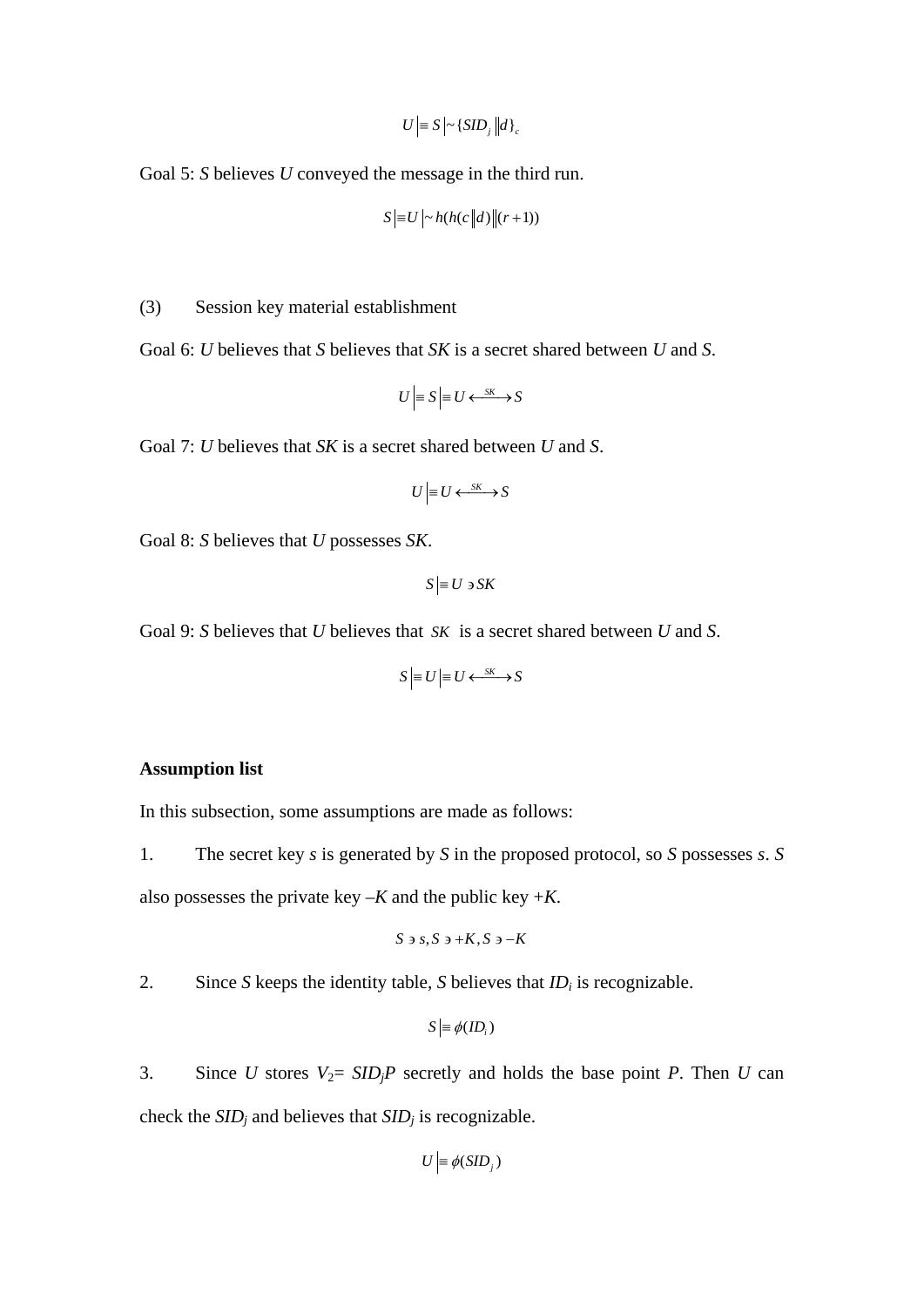$$U \mid\equiv S \mid\sim \{SID_j \| d\}_c$$

Goal 5: *S* believes *U* conveyed the message in the third run.

$$S \mid\equiv U \mid\sim h(h(c \| d) \| (r+1))$$

(3) Session key material establishment

Goal 6: *U* believes that *S* believes that *SK* is a secret shared between *U* and *S*.

$$U \mid\equiv S \mid\equiv U \xleftrightarrow{SK} S$$

Goal 7: *U* believes that *SK* is a secret shared between *U* and *S*.

$$U \mid\equiv U \xleftrightarrow{SK} S$$

Goal 8: *S* believes that *U* possesses *SK*.

$$S \mid\equiv U \ni SK$$

Goal 9: *S* believes that *U* believes that $SK$ is a secret shared between *U* and *S*.

$$S \mid\equiv U \mid\equiv U \xleftrightarrow{SK} S$$

**Assumption list**

In this subsection, some assumptions are made as follows:

1. The secret key *s* is generated by *S* in the proposed protocol, so *S* possesses *s*. *S* also possesses the private key $-K$ and the public key $+K$.

$$S \ni s, S \ni +K, S \ni -K$$

2. Since *S* keeps the identity table, *S* believes that $ID_i$ is recognizable.

$$S \mid\equiv \phi(ID_i)$$

3. Since *U* stores $V_2 = SID_jP$ secretly and holds the base point *P*. Then *U* can check the $SID_j$ and believes that $SID_j$ is recognizable.

$$U \mid\equiv \phi(SID_j)$$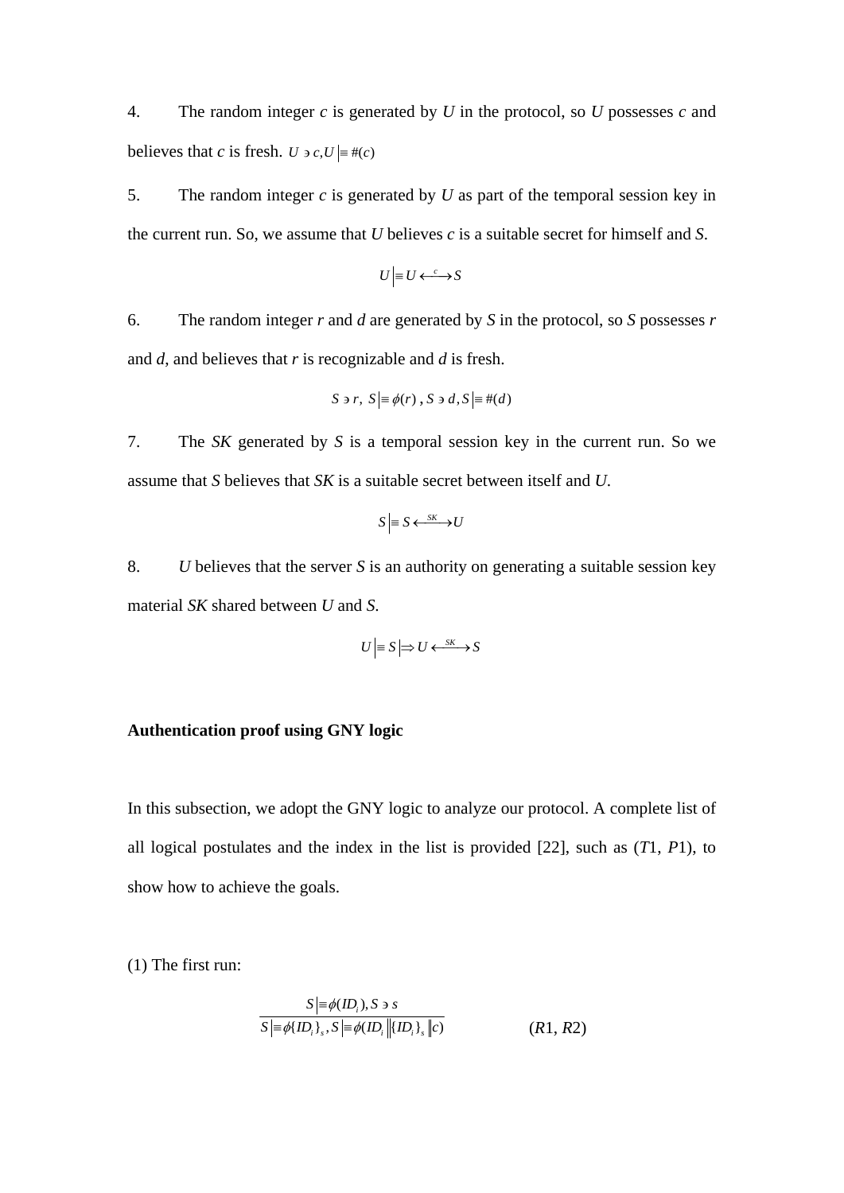4. The random integer $c$ is generated by $U$ in the protocol, so $U$ possesses $c$ and believes that $c$ is fresh. $U \ni c, U \mid\equiv \#(c)$

5. The random integer $c$ is generated by $U$ as part of the temporal session key in the current run. So, we assume that $U$ believes $c$ is a suitable secret for himself and $S$.

$$U \mid\equiv U \stackrel{c}{\longleftrightarrow} S$$

6. The random integer $r$ and $d$ are generated by $S$ in the protocol, so $S$ possesses $r$ and $d$, and believes that $r$ is recognizable and $d$ is fresh.

$$S \ni r,\ S \mid\equiv \phi(r),\ S \ni d, S \mid\equiv \#(d)$$

7. The $SK$ generated by $S$ is a temporal session key in the current run. So we assume that $S$ believes that $SK$ is a suitable secret between itself and $U$.

$$S \mid\equiv S \stackrel{SK}{\longleftrightarrow} U$$

8. $U$ believes that the server $S$ is an authority on generating a suitable session key material $SK$ shared between $U$ and $S$.

$$U \mid\equiv S \mid\Rightarrow U \stackrel{SK}{\longleftrightarrow} S$$

**Authentication proof using GNY logic**

In this subsection, we adopt the GNY logic to analyze our protocol. A complete list of all logical postulates and the index in the list is provided [22], such as ($T1$, $P1$), to show how to achieve the goals.

(1) The first run:

$$\frac{S \mid\equiv \phi(ID_i), S \ni s}{S \mid\equiv \phi\{ID_i\}_s, S \mid\equiv \phi(ID_i \,\|\, \{ID_i\}_s \,\|\, c)} \qquad (R1, R2)$$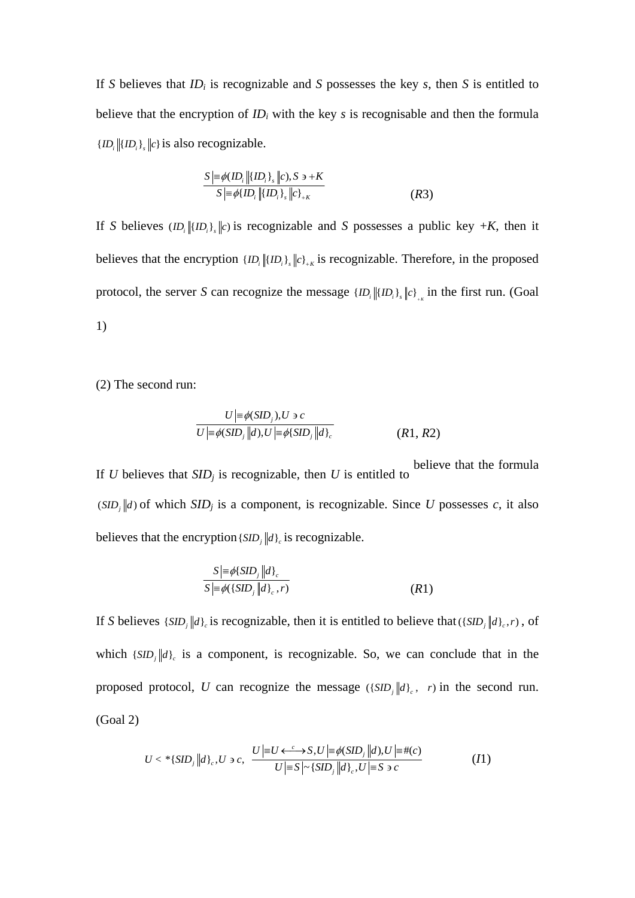If $S$ believes that $ID_i$ is recognizable and $S$ possesses the key $s$, then $S$ is entitled to believe that the encryption of $ID_i$ with the key $s$ is recognisable and then the formula $\{ID_i \| \{ID_i\}_s \| c\}$ is also recognizable.

$$\frac{S \mid\equiv \phi(ID_i \| \{ID_i\}_s \| c), S \ni +K}{S \mid\equiv \phi\{ID_i \| \{ID_i\}_s \| c\}_{+K}} \qquad (R3)$$

If $S$ believes $(ID_i \| \{ID_i\}_s \| c)$ is recognizable and $S$ possesses a public key $+K$, then it believes that the encryption $\{ID_i \| \{ID_i\}_s \| c\}_{+K}$ is recognizable. Therefore, in the proposed protocol, the server $S$ can recognize the message $\{ID_i \| \{ID_i\}_s \| c\}_{+K}$ in the first run. (Goal 1)

(2) The second run:

$$\frac{U \mid\equiv \phi(SID_j), U \ni c}{U \mid\equiv \phi(SID_j \| d), U \mid\equiv \phi\{SID_j \| d\}_c} \qquad (R1, R2)$$

If $U$ believes that $SID_j$ is recognizable, then $U$ is entitled to believe that the formula $(SID_j \| d)$ of which $SID_j$ is a component, is recognizable. Since $U$ possesses $c$, it also believes that the encryption $\{SID_j \| d\}_c$ is recognizable.

$$\frac{S \mid\equiv \phi\{SID_j \| d\}_c}{S \mid\equiv \phi(\{SID_j \| d\}_c, r)} \qquad (R1)$$

If $S$ believes $\{SID_j \| d\}_c$ is recognizable, then it is entitled to believe that $(\{SID_j \| d\}_c, r)$, of which $\{SID_j \| d\}_c$ is a component, is recognizable. So, we can conclude that in the proposed protocol, $U$ can recognize the message $(\{SID_j \| d\}_c, \ r)$ in the second run. (Goal 2)

$$U \lhd *\{SID_j \| d\}_c, U \ni c, \ \frac{U \mid\equiv U \stackrel{c}{\longleftrightarrow} S, U \mid\equiv \phi(SID_j \| d), U \mid\equiv \#(c)}{U \mid\equiv S \mid\sim \{SID_j \| d\}_c, U \mid\equiv S \ni c} \qquad (I1)$$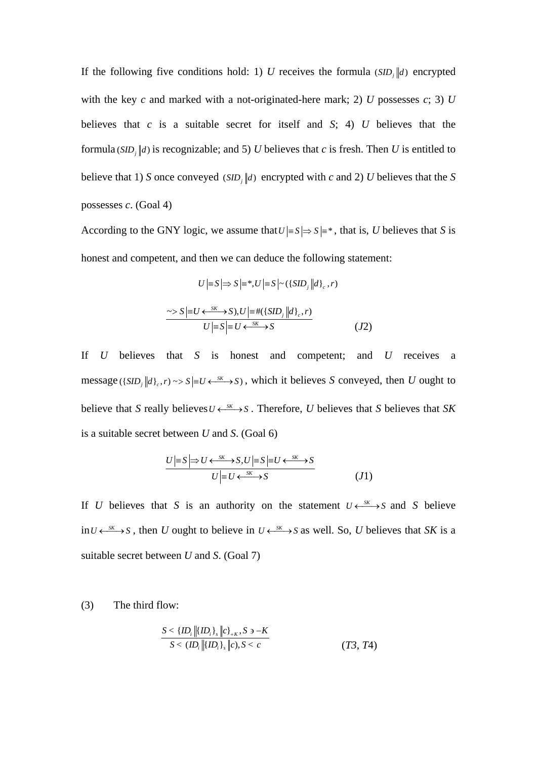If the following five conditions hold: 1) $U$ receives the formula $(SID_j \| d)$ encrypted with the key $c$ and marked with a not-originated-here mark; 2) $U$ possesses $c$; 3) $U$ believes that $c$ is a suitable secret for itself and $S$; 4) $U$ believes that the formula $(SID_j \| d)$ is recognizable; and 5) $U$ believes that $c$ is fresh. Then $U$ is entitled to believe that 1) $S$ once conveyed $(SID_j \| d)$ encrypted with $c$ and 2) $U$ believes that the $S$ possesses $c$. (Goal 4)

According to the GNY logic, we assume that $U \mid\equiv S \mid\Rightarrow S \mid\equiv *$, that is, $U$ believes that $S$ is honest and competent, and then we can deduce the following statement:

$$\frac{U \mid\equiv S \mid\Rightarrow S \mid\equiv *, U \mid\equiv S \mid\sim (\{SID_j \| d\}_c, r) \leadsto S \mid\equiv U \xleftrightarrow{SK} S), U \mid\equiv \#(\{SID_j \| d\}_c, r)}{U \mid\equiv S \mid\equiv U \xleftrightarrow{SK} S} \qquad (J2)$$

If $U$ believes that $S$ is honest and competent; and $U$ receives a message $(\{SID_j \| d\}_c, r) \leadsto S \mid\equiv U \xleftrightarrow{SK} S)$, which it believes $S$ conveyed, then $U$ ought to believe that $S$ really believes $U \xleftrightarrow{SK} S$. Therefore, $U$ believes that $S$ believes that $SK$ is a suitable secret between $U$ and $S$. (Goal 6)

$$\frac{U \mid\equiv S \mid\Rightarrow U \xleftrightarrow{SK} S, U \mid\equiv S \mid\equiv U \xleftrightarrow{SK} S}{U \mid\equiv U \xleftrightarrow{SK} S} \qquad (J1)$$

If $U$ believes that $S$ is an authority on the statement $U \xleftrightarrow{SK} S$ and $S$ believe in $U \xleftrightarrow{SK} S$, then $U$ ought to believe in $U \xleftrightarrow{SK} S$ as well. So, $U$ believes that $SK$ is a suitable secret between $U$ and $S$. (Goal 7)

(3) The third flow:

$$\frac{S \triangleleft \{ID_i \| \{ID_i\}_s \| c\}_{+K}, S \ni -K}{S \triangleleft (ID_i \| \{ID_i\}_s \| c), S \triangleleft c} \qquad (T3, T4)$$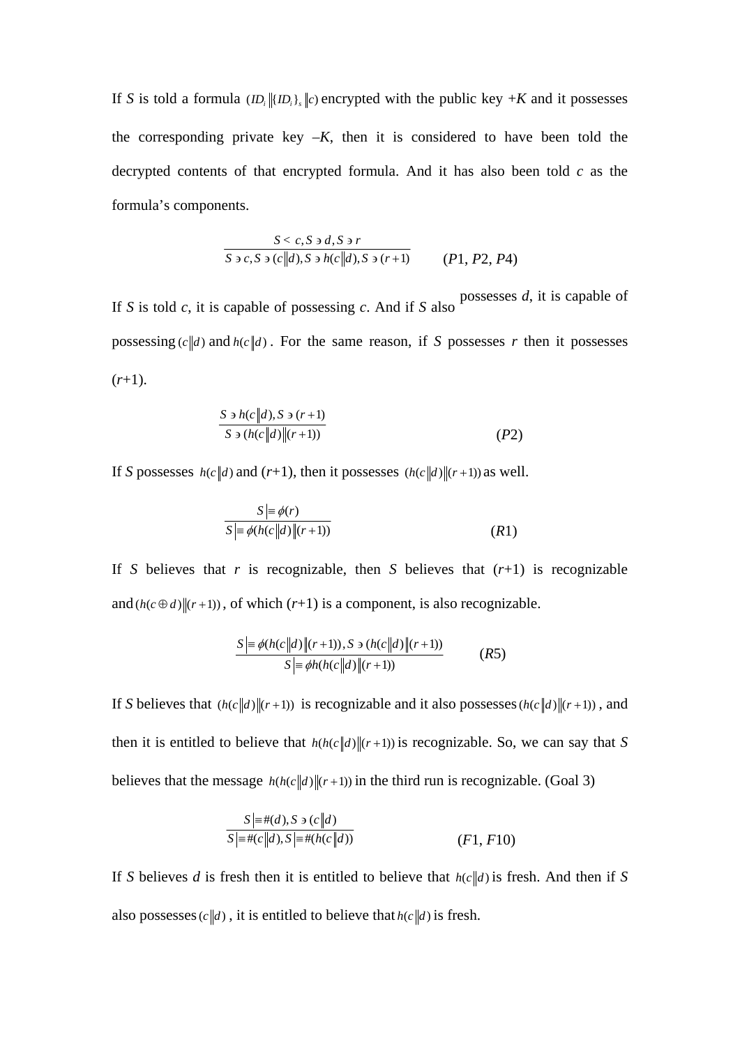If $S$ is told a formula $(ID_i \| \{ID_i\}_s \| c)$ encrypted with the public key $+K$ and it possesses the corresponding private key $-K$, then it is considered to have been told the decrypted contents of that encrypted formula. And it has also been told $c$ as the formula's components.

$$\frac{S \triangleleft c, S \ni d, S \ni r}{S \ni c, S \ni (c \| d), S \ni h(c \| d), S \ni (r+1)} \qquad (P1, P2, P4)$$

If $S$ is told $c$, it is capable of possessing $c$. And if $S$ also possesses $d$, it is capable of possessing $(c \| d)$ and $h(c \| d)$. For the same reason, if $S$ possesses $r$ then it possesses $(r+1)$.

$$\frac{S \ni h(c \| d), S \ni (r+1)}{S \ni (h(c \| d) \| (r+1))} \qquad (P2)$$

If $S$ possesses $h(c \| d)$ and $(r+1)$, then it possesses $(h(c \| d) \| (r+1))$ as well.

$$\frac{S \mid\equiv \phi(r)}{S \mid\equiv \phi(h(c \| d) \| (r+1))} \qquad (R1)$$

If $S$ believes that $r$ is recognizable, then $S$ believes that $(r+1)$ is recognizable and $(h(c \oplus d) \| (r+1))$, of which $(r+1)$ is a component, is also recognizable.

$$\frac{S \mid\equiv \phi(h(c \| d) \| (r+1)), S \ni (h(c \| d) \| (r+1))}{S \mid\equiv \phi h(h(c \| d) \| (r+1))} \qquad (R5)$$

If $S$ believes that $(h(c \| d) \| (r+1))$ is recognizable and it also possesses $(h(c \| d) \| (r+1))$, and then it is entitled to believe that $h(h(c \| d) \| (r+1))$ is recognizable. So, we can say that $S$ believes that the message $h(h(c \| d) \| (r+1))$ in the third run is recognizable. (Goal 3)

$$\frac{S \mid\equiv \#(d), S \ni (c \| d)}{S \mid\equiv \#(c \| d), S \mid\equiv \#(h(c \| d))} \qquad (F1, F10)$$

If $S$ believes $d$ is fresh then it is entitled to believe that $h(c \| d)$ is fresh. And then if $S$ also possesses $(c \| d)$, it is entitled to believe that $h(c \| d)$ is fresh.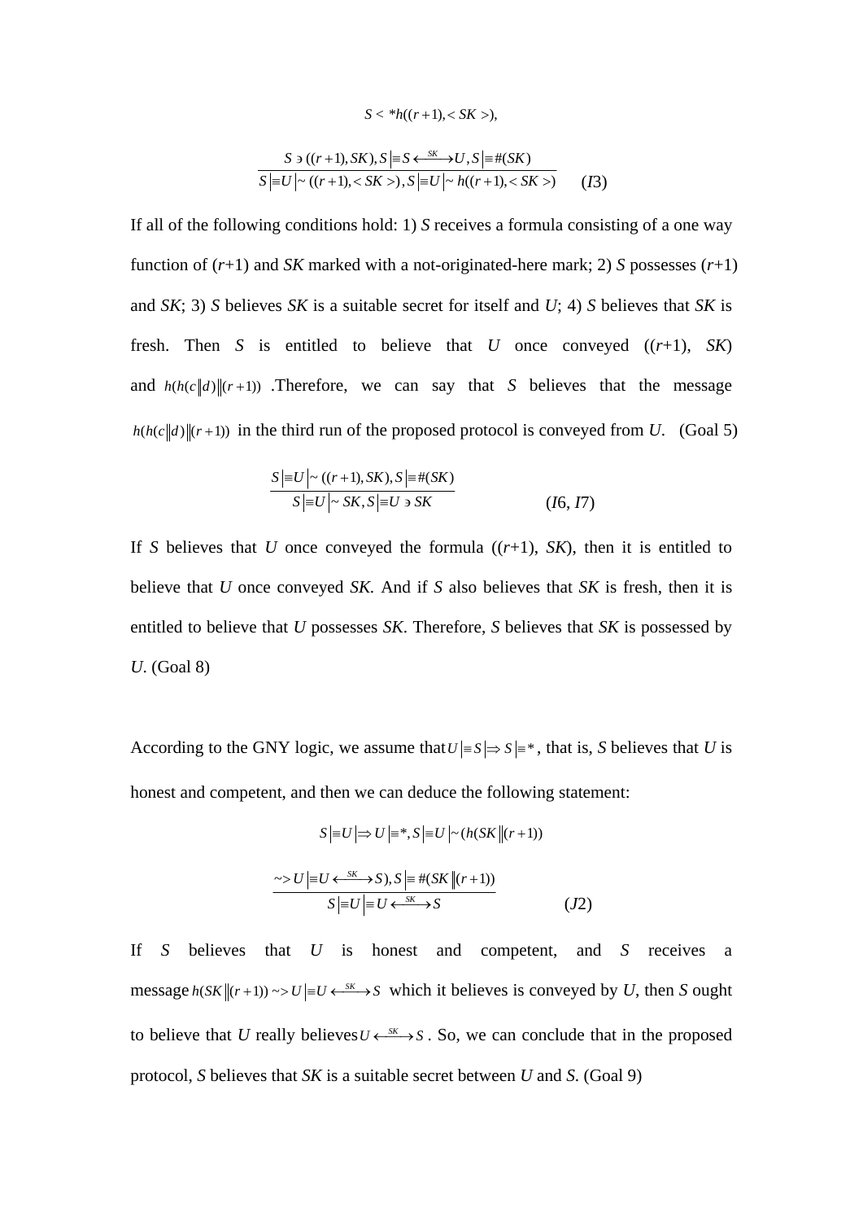$$S < *h((r+1), <SK>),$$

$$\frac{S \ni ((r+1), SK), S|\equiv S \overset{SK}{\longleftrightarrow} U, S|\equiv \#(SK)}{S|\equiv U|\sim ((r+1), <SK>), S|\equiv U|\sim h((r+1), <SK>)} \quad (I3)$$

If all of the following conditions hold: 1) *S* receives a formula consisting of a one way function of (*r*+1) and *SK* marked with a not-originated-here mark; 2) *S* possesses (*r*+1) and *SK*; 3) *S* believes *SK* is a suitable secret for itself and *U*; 4) *S* believes that *SK* is fresh. Then *S* is entitled to believe that *U* once conveyed ((*r*+1), *SK*) and $h(h(c\|d)\|(r+1))$ .Therefore, we can say that *S* believes that the message $h(h(c\|d)\|(r+1))$ in the third run of the proposed protocol is conveyed from *U*. (Goal 5)

$$\frac{S|\equiv U|\sim ((r+1), SK), S|\equiv \#(SK)}{S|\equiv U|\sim SK, S|\equiv U \ni SK} \quad (I6, I7)$$

If *S* believes that *U* once conveyed the formula ((*r*+1), *SK*), then it is entitled to believe that *U* once conveyed *SK*. And if *S* also believes that *SK* is fresh, then it is entitled to believe that *U* possesses *SK*. Therefore, *S* believes that *SK* is possessed by *U*. (Goal 8)

According to the GNY logic, we assume that $U|\equiv S|\Rightarrow S|\equiv *$, that is, *S* believes that *U* is honest and competent, and then we can deduce the following statement:

$$\frac{S|\equiv U|\Rightarrow U|\equiv *, S|\equiv U|\sim (h(SK\|(r+1)) \sim> U|\equiv U \overset{SK}{\longleftrightarrow} S), S|\equiv \#(SK\|(r+1))}{S|\equiv U|\equiv U \overset{SK}{\longleftrightarrow} S} \quad (J2)$$

If *S* believes that *U* is honest and competent, and *S* receives a message $h(SK\|(r+1)) \sim> U|\equiv U \overset{SK}{\longleftrightarrow} S$ which it believes is conveyed by *U*, then *S* ought to believe that *U* really believes $U \overset{SK}{\longleftrightarrow} S$. So, we can conclude that in the proposed protocol, *S* believes that *SK* is a suitable secret between *U* and *S*. (Goal 9)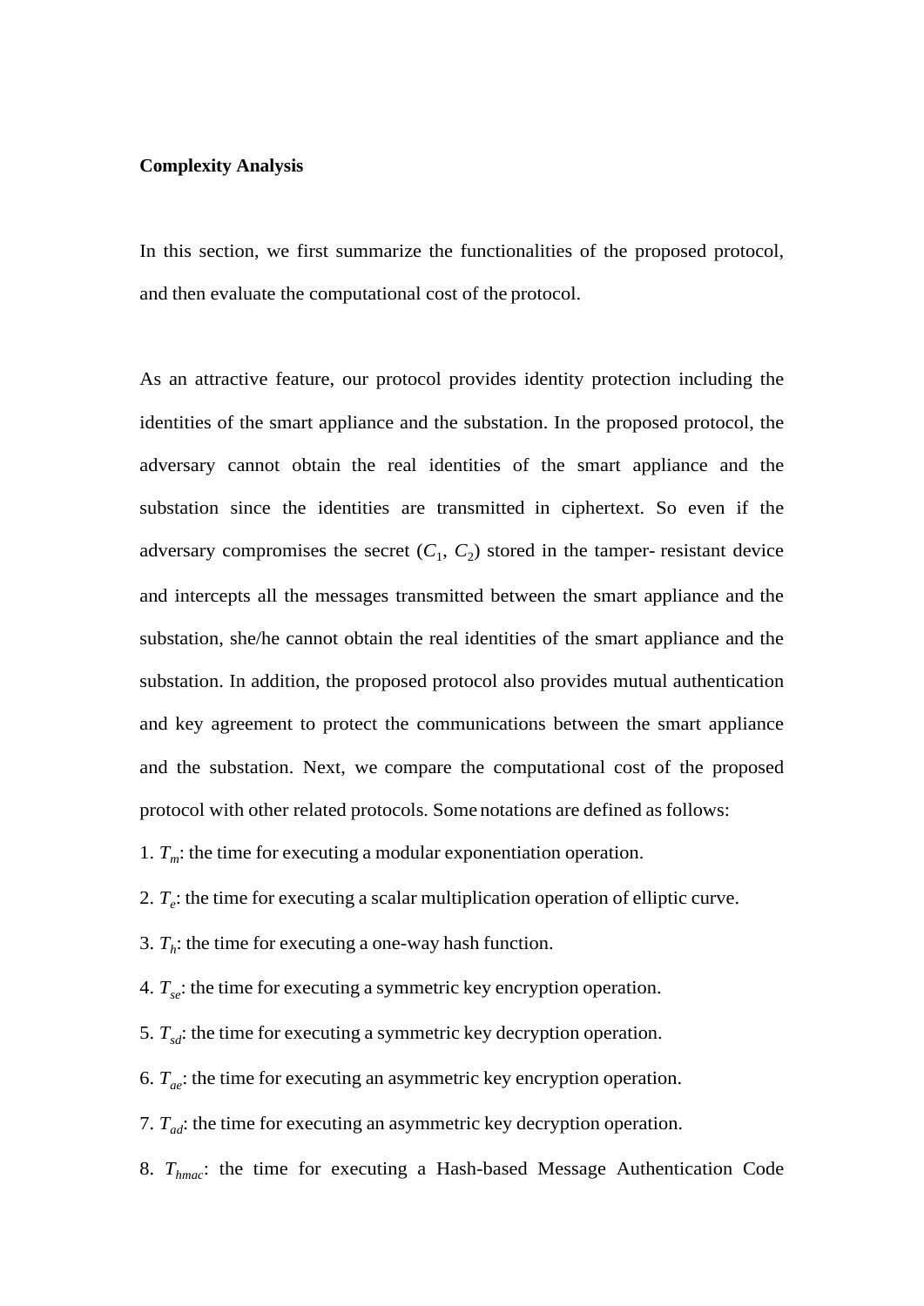**Complexity Analysis**

In this section, we first summarize the functionalities of the proposed protocol, and then evaluate the computational cost of the protocol.

As an attractive feature, our protocol provides identity protection including the identities of the smart appliance and the substation. In the proposed protocol, the adversary cannot obtain the real identities of the smart appliance and the substation since the identities are transmitted in ciphertext. So even if the adversary compromises the secret ($C_1$, $C_2$) stored in the tamper- resistant device and intercepts all the messages transmitted between the smart appliance and the substation, she/he cannot obtain the real identities of the smart appliance and the substation. In addition, the proposed protocol also provides mutual authentication and key agreement to protect the communications between the smart appliance and the substation. Next, we compare the computational cost of the proposed protocol with other related protocols. Some notations are defined as follows:

1. $T_m$: the time for executing a modular exponentiation operation.
2. $T_e$: the time for executing a scalar multiplication operation of elliptic curve.
3. $T_h$: the time for executing a one-way hash function.
4. $T_{se}$: the time for executing a symmetric key encryption operation.
5. $T_{sd}$: the time for executing a symmetric key decryption operation.
6. $T_{ae}$: the time for executing an asymmetric key encryption operation.
7. $T_{ad}$: the time for executing an asymmetric key decryption operation.
8. $T_{hmac}$: the time for executing a Hash-based Message Authentication Code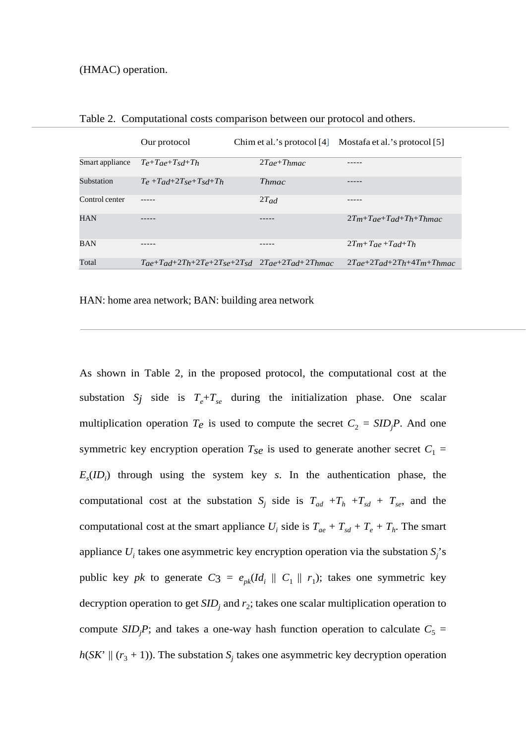(HMAC) operation.

Table 2. Computational costs comparison between our protocol and others.

| | Our protocol | Chim et al.'s protocol [4] | Mostafa et al.'s protocol [5] |
|---|---|---|---|
| Smart appliance | $T_e$+$T_{ae}$+$T_{sd}$+$T_h$ | 2$T_{ae}$+$T_{hmac}$ | ----- |
| Substation | $T_e$ +$T_{ad}$+2$T_{se}$+$T_{sd}$+$T_h$ | $T_{hmac}$ | ----- |
| Control center | ----- | 2$T_{ad}$ | ----- |
| HAN | ----- | ----- | 2$T_m$+$T_{ae}$+$T_{ad}$+$T_h$+$T_{hmac}$ |
| BAN | ----- | ----- | 2$T_m$+ $T_{ae}$ +$T_{ad}$+$T_h$ |
| Total | $T_{ae}$+$T_{ad}$+2$T_h$+2$T_e$+2$T_{se}$+2$T_{sd}$ | 2$T_{ae}$+2$T_{ad}$+ 2$T_{hmac}$ | 2$T_{ae}$+2$T_{ad}$+2$T_h$+4$T_m$+$T_{hmac}$ |

HAN: home area network; BAN: building area network

As shown in Table 2, in the proposed protocol, the computational cost at the substation $S_j$ side is $T_e$+$T_{se}$ during the initialization phase. One scalar multiplication operation $T_e$ is used to compute the secret $C_2$ = $SID_jP$. And one symmetric key encryption operation $T_{se}$ is used to generate another secret $C_1$ = $E_s(ID_i)$ through using the system key $s$. In the authentication phase, the computational cost at the substation $S_j$ side is $T_{ad}$ +$T_h$ +$T_{sd}$ + $T_{se}$, and the computational cost at the smart appliance $U_i$ side is $T_{ae}$ + $T_{sd}$ + $T_e$ + $T_h$. The smart appliance $U_i$ takes one asymmetric key encryption operation via the substation $S_j$'s public key $pk$ to generate $C3$ = $e_{pk}(Id_i \parallel C_1 \parallel r_1)$; takes one symmetric key decryption operation to get $SID_j$ and $r_2$; takes one scalar multiplication operation to compute $SID_jP$; and takes a one-way hash function operation to calculate $C_5$ = $h(SK' \parallel (r_3 + 1))$. The substation $S_j$ takes one asymmetric key decryption operation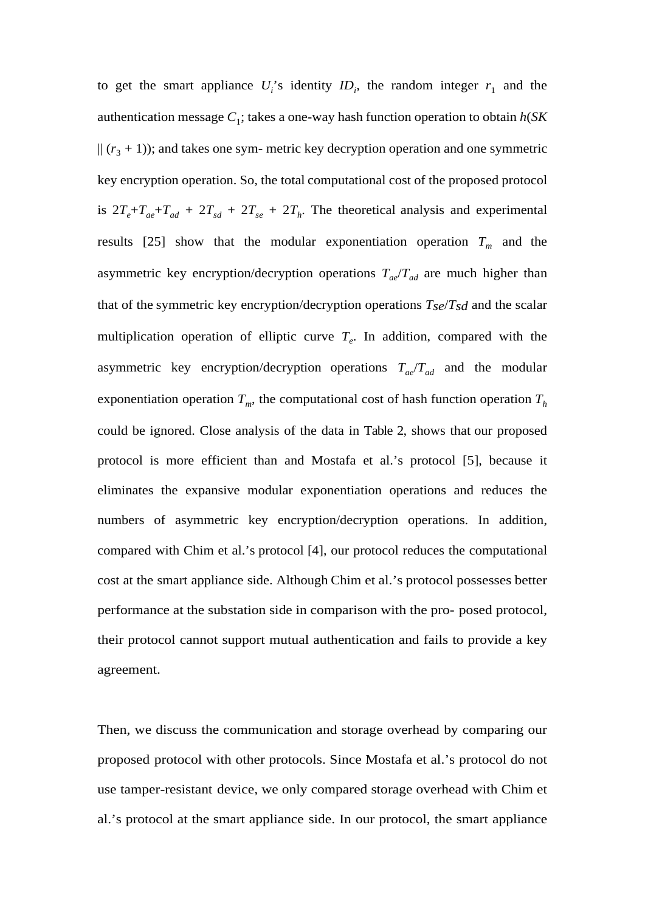to get the smart appliance $U_i$'s identity $ID_i$, the random integer $r_1$ and the authentication message $C_1$; takes a one-way hash function operation to obtain $h(SK \| (r_3 + 1))$; and takes one sym- metric key decryption operation and one symmetric key encryption operation. So, the total computational cost of the proposed protocol is $2T_e$+$T_{ae}$+$T_{ad}$ + $2T_{sd}$ + $2T_{se}$ + $2T_h$. The theoretical analysis and experimental results [25] show that the modular exponentiation operation $T_m$ and the asymmetric key encryption/decryption operations $T_{ae}$/$T_{ad}$ are much higher than that of the symmetric key encryption/decryption operations $T_{se}$/$T_{sd}$ and the scalar multiplication operation of elliptic curve $T_e$. In addition, compared with the asymmetric key encryption/decryption operations $T_{ae}$/$T_{ad}$ and the modular exponentiation operation $T_m$, the computational cost of hash function operation $T_h$ could be ignored. Close analysis of the data in Table 2, shows that our proposed protocol is more efficient than and Mostafa et al.'s protocol [5], because it eliminates the expansive modular exponentiation operations and reduces the numbers of asymmetric key encryption/decryption operations. In addition, compared with Chim et al.'s protocol [4], our protocol reduces the computational cost at the smart appliance side. Although Chim et al.'s protocol possesses better performance at the substation side in comparison with the pro- posed protocol, their protocol cannot support mutual authentication and fails to provide a key agreement.

Then, we discuss the communication and storage overhead by comparing our proposed protocol with other protocols. Since Mostafa et al.'s protocol do not use tamper-resistant device, we only compared storage overhead with Chim et al.'s protocol at the smart appliance side. In our protocol, the smart appliance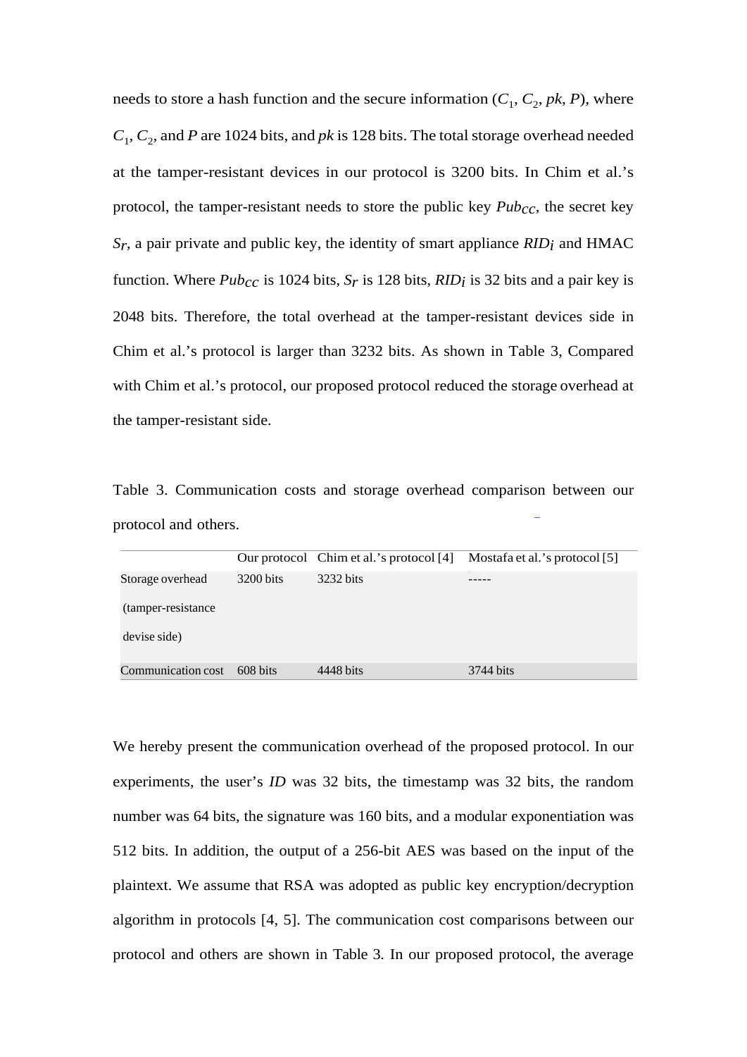needs to store a hash function and the secure information ($C_1$, $C_2$, $pk$, $P$), where $C_1$, $C_2$, and $P$ are 1024 bits, and $pk$ is 128 bits. The total storage overhead needed at the tamper-resistant devices in our protocol is 3200 bits. In Chim et al.'s protocol, the tamper-resistant needs to store the public key $Pub_{CC}$, the secret key $S_r$, a pair private and public key, the identity of smart appliance $RID_i$ and HMAC function. Where $Pub_{CC}$ is 1024 bits, $S_r$ is 128 bits, $RID_i$ is 32 bits and a pair key is 2048 bits. Therefore, the total overhead at the tamper-resistant devices side in Chim et al.'s protocol is larger than 3232 bits. As shown in Table 3, Compared with Chim et al.'s protocol, our proposed protocol reduced the storage overhead at the tamper-resistant side.

Table 3. Communication costs and storage overhead comparison between our protocol and others.

| | Our protocol | Chim et al.'s protocol [4] | Mostafa et al.'s protocol [5] |
|---|---|---|---|
| Storage overhead (tamper-resistance devise side) | 3200 bits | 3232 bits | ----- |
| Communication cost | 608 bits | 4448 bits | 3744 bits |

We hereby present the communication overhead of the proposed protocol. In our experiments, the user's $ID$ was 32 bits, the timestamp was 32 bits, the random number was 64 bits, the signature was 160 bits, and a modular exponentiation was 512 bits. In addition, the output of a 256-bit AES was based on the input of the plaintext. We assume that RSA was adopted as public key encryption/decryption algorithm in protocols [4, 5]. The communication cost comparisons between our protocol and others are shown in Table 3. In our proposed protocol, the average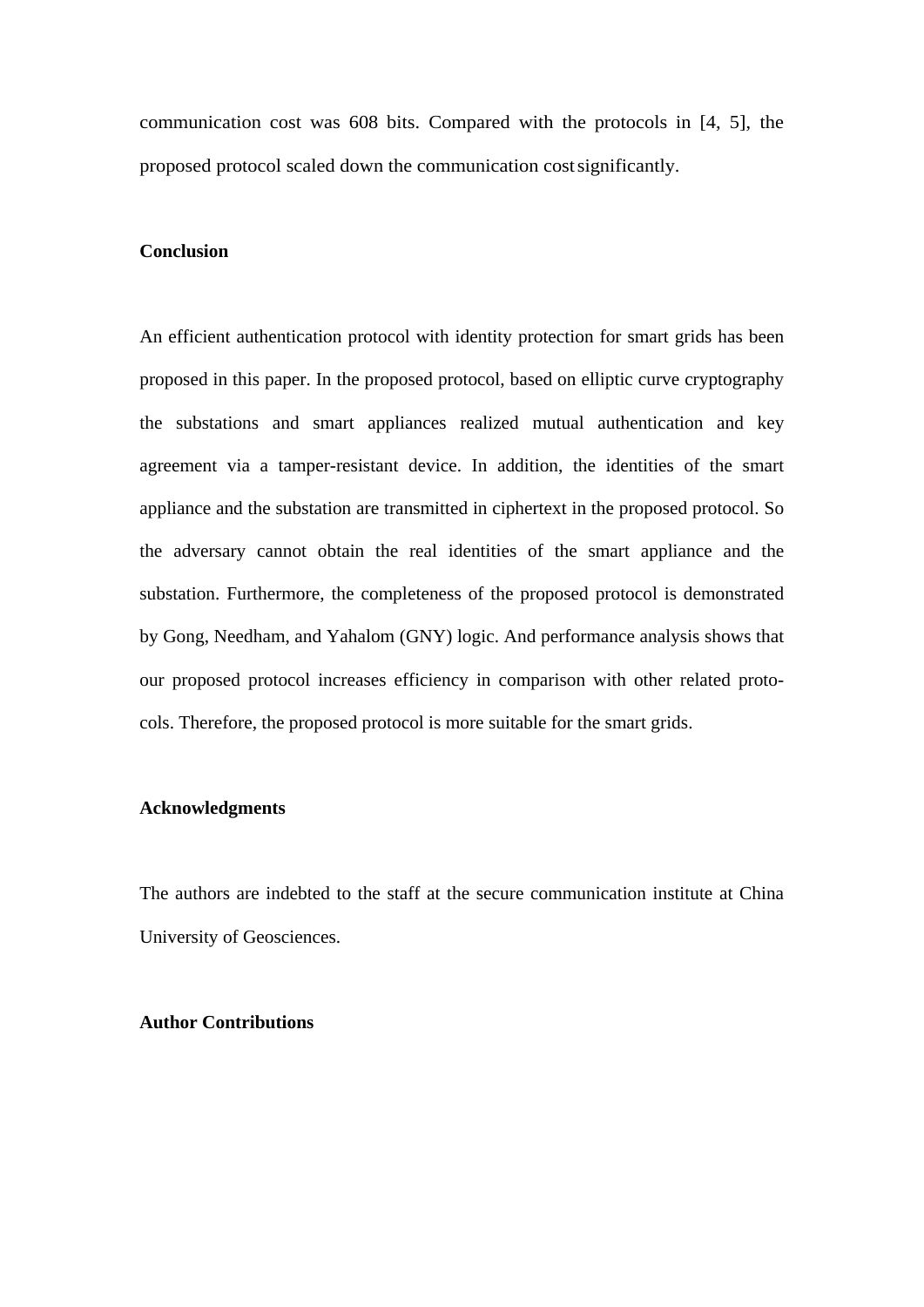communication cost was 608 bits. Compared with the protocols in [4, 5], the proposed protocol scaled down the communication cost significantly.

**Conclusion**

An efficient authentication protocol with identity protection for smart grids has been proposed in this paper. In the proposed protocol, based on elliptic curve cryptography the substations and smart appliances realized mutual authentication and key agreement via a tamper-resistant device. In addition, the identities of the smart appliance and the substation are transmitted in ciphertext in the proposed protocol. So the adversary cannot obtain the real identities of the smart appliance and the substation. Furthermore, the completeness of the proposed protocol is demonstrated by Gong, Needham, and Yahalom (GNY) logic. And performance analysis shows that our proposed protocol increases efficiency in comparison with other related protocols. Therefore, the proposed protocol is more suitable for the smart grids.

**Acknowledgments**

The authors are indebted to the staff at the secure communication institute at China University of Geosciences.

**Author Contributions**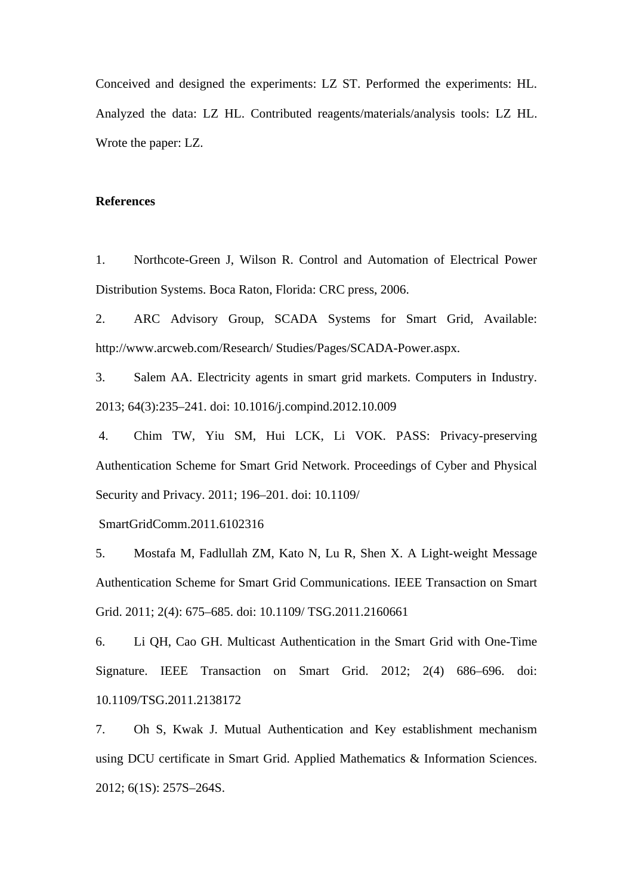Conceived and designed the experiments: LZ ST. Performed the experiments: HL. Analyzed the data: LZ HL. Contributed reagents/materials/analysis tools: LZ HL. Wrote the paper: LZ.

**References**

1. Northcote-Green J, Wilson R. Control and Automation of Electrical Power Distribution Systems. Boca Raton, Florida: CRC press, 2006.

2. ARC Advisory Group, SCADA Systems for Smart Grid, Available: http://www.arcweb.com/Research/ Studies/Pages/SCADA-Power.aspx.

3. Salem AA. Electricity agents in smart grid markets. Computers in Industry. 2013; 64(3):235–241. doi: 10.1016/j.compind.2012.10.009

4. Chim TW, Yiu SM, Hui LCK, Li VOK. PASS: Privacy-preserving Authentication Scheme for Smart Grid Network. Proceedings of Cyber and Physical Security and Privacy. 2011; 196–201. doi: 10.1109/ SmartGridComm.2011.6102316

5. Mostafa M, Fadlullah ZM, Kato N, Lu R, Shen X. A Light-weight Message Authentication Scheme for Smart Grid Communications. IEEE Transaction on Smart Grid. 2011; 2(4): 675–685. doi: 10.1109/ TSG.2011.2160661

6. Li QH, Cao GH. Multicast Authentication in the Smart Grid with One-Time Signature. IEEE Transaction on Smart Grid. 2012; 2(4) 686–696. doi: 10.1109/TSG.2011.2138172

7. Oh S, Kwak J. Mutual Authentication and Key establishment mechanism using DCU certificate in Smart Grid. Applied Mathematics & Information Sciences. 2012; 6(1S): 257S–264S.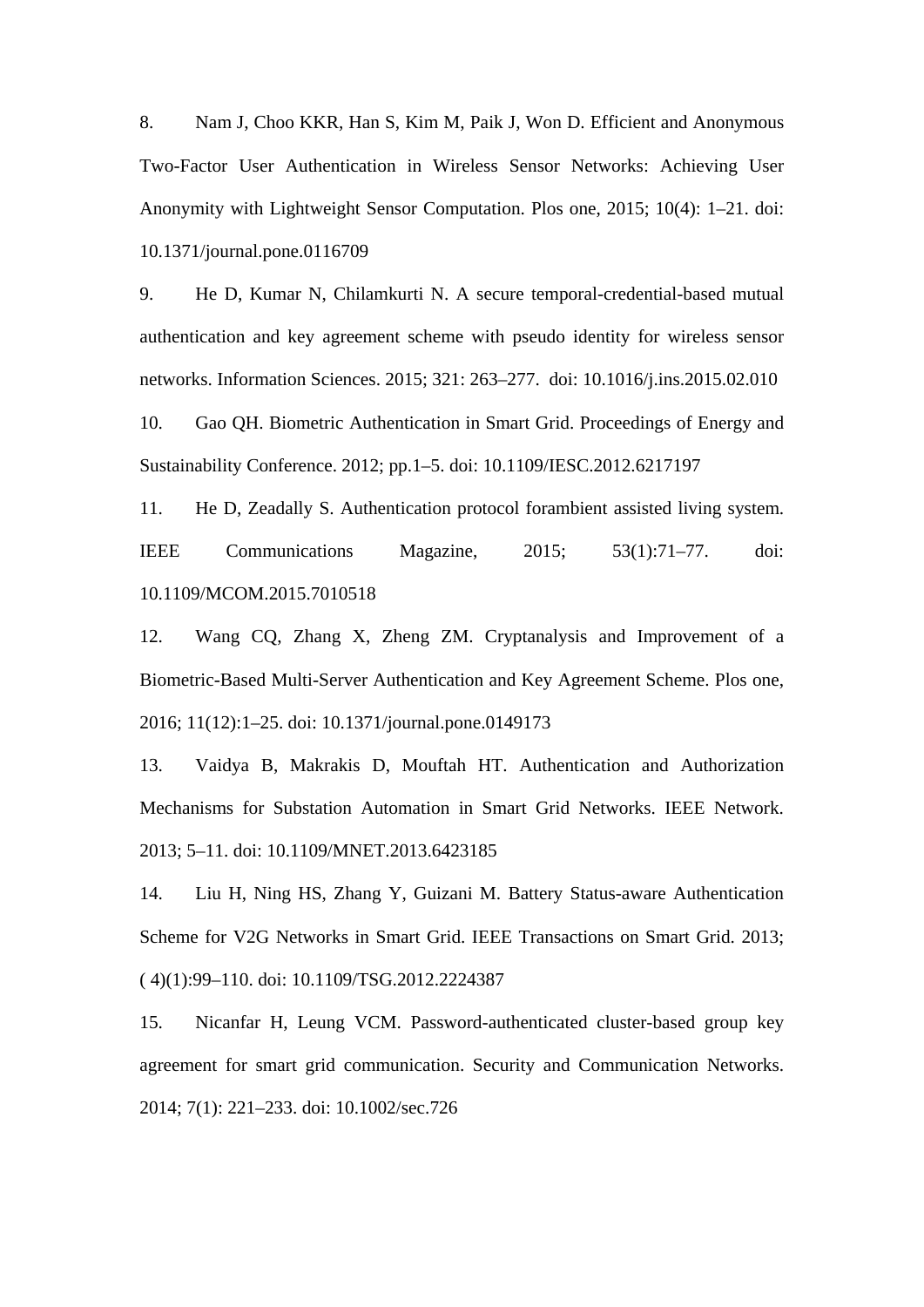8. Nam J, Choo KKR, Han S, Kim M, Paik J, Won D. Efficient and Anonymous Two-Factor User Authentication in Wireless Sensor Networks: Achieving User Anonymity with Lightweight Sensor Computation. Plos one, 2015; 10(4): 1–21. doi: 10.1371/journal.pone.0116709

9. He D, Kumar N, Chilamkurti N. A secure temporal-credential-based mutual authentication and key agreement scheme with pseudo identity for wireless sensor networks. Information Sciences. 2015; 321: 263–277. doi: 10.1016/j.ins.2015.02.010

10. Gao QH. Biometric Authentication in Smart Grid. Proceedings of Energy and Sustainability Conference. 2012; pp.1–5. doi: 10.1109/IESC.2012.6217197

11. He D, Zeadally S. Authentication protocol forambient assisted living system. IEEE Communications Magazine, 2015; 53(1):71–77. doi: 10.1109/MCOM.2015.7010518

12. Wang CQ, Zhang X, Zheng ZM. Cryptanalysis and Improvement of a Biometric-Based Multi-Server Authentication and Key Agreement Scheme. Plos one, 2016; 11(12):1–25. doi: 10.1371/journal.pone.0149173

13. Vaidya B, Makrakis D, Mouftah HT. Authentication and Authorization Mechanisms for Substation Automation in Smart Grid Networks. IEEE Network. 2013; 5–11. doi: 10.1109/MNET.2013.6423185

14. Liu H, Ning HS, Zhang Y, Guizani M. Battery Status-aware Authentication Scheme for V2G Networks in Smart Grid. IEEE Transactions on Smart Grid. 2013; ( 4)(1):99–110. doi: 10.1109/TSG.2012.2224387

15. Nicanfar H, Leung VCM. Password-authenticated cluster-based group key agreement for smart grid communication. Security and Communication Networks. 2014; 7(1): 221–233. doi: 10.1002/sec.726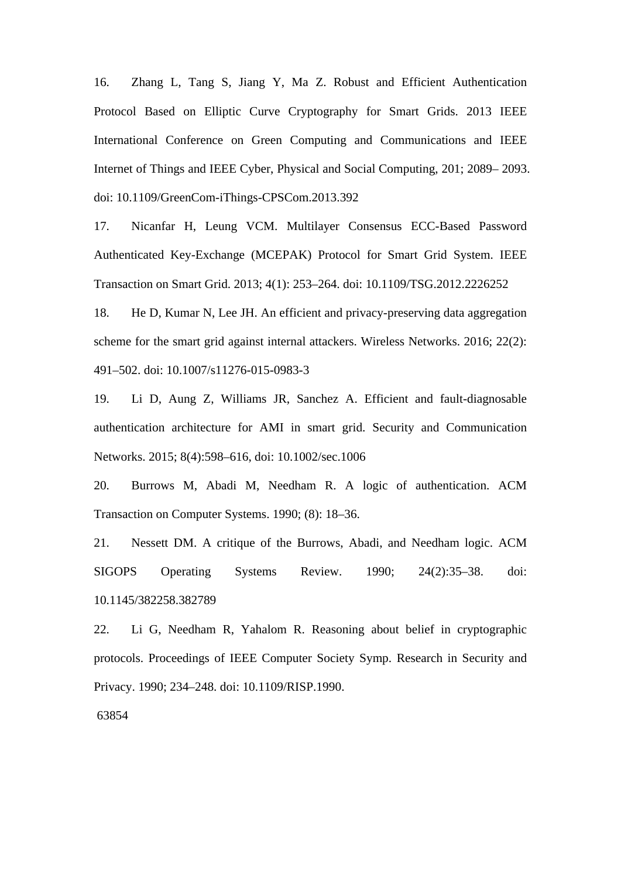16. Zhang L, Tang S, Jiang Y, Ma Z. Robust and Efficient Authentication Protocol Based on Elliptic Curve Cryptography for Smart Grids. 2013 IEEE International Conference on Green Computing and Communications and IEEE Internet of Things and IEEE Cyber, Physical and Social Computing, 201; 2089– 2093. doi: 10.1109/GreenCom-iThings-CPSCom.2013.392

17. Nicanfar H, Leung VCM. Multilayer Consensus ECC-Based Password Authenticated Key-Exchange (MCEPAK) Protocol for Smart Grid System. IEEE Transaction on Smart Grid. 2013; 4(1): 253–264. doi: 10.1109/TSG.2012.2226252

18. He D, Kumar N, Lee JH. An efficient and privacy-preserving data aggregation scheme for the smart grid against internal attackers. Wireless Networks. 2016; 22(2): 491–502. doi: 10.1007/s11276-015-0983-3

19. Li D, Aung Z, Williams JR, Sanchez A. Efficient and fault-diagnosable authentication architecture for AMI in smart grid. Security and Communication Networks. 2015; 8(4):598–616, doi: 10.1002/sec.1006

20. Burrows M, Abadi M, Needham R. A logic of authentication. ACM Transaction on Computer Systems. 1990; (8): 18–36.

21. Nessett DM. A critique of the Burrows, Abadi, and Needham logic. ACM SIGOPS Operating Systems Review. 1990; 24(2):35–38. doi: 10.1145/382258.382789

22. Li G, Needham R, Yahalom R. Reasoning about belief in cryptographic protocols. Proceedings of IEEE Computer Society Symp. Research in Security and Privacy. 1990; 234–248. doi: 10.1109/RISP.1990.

63854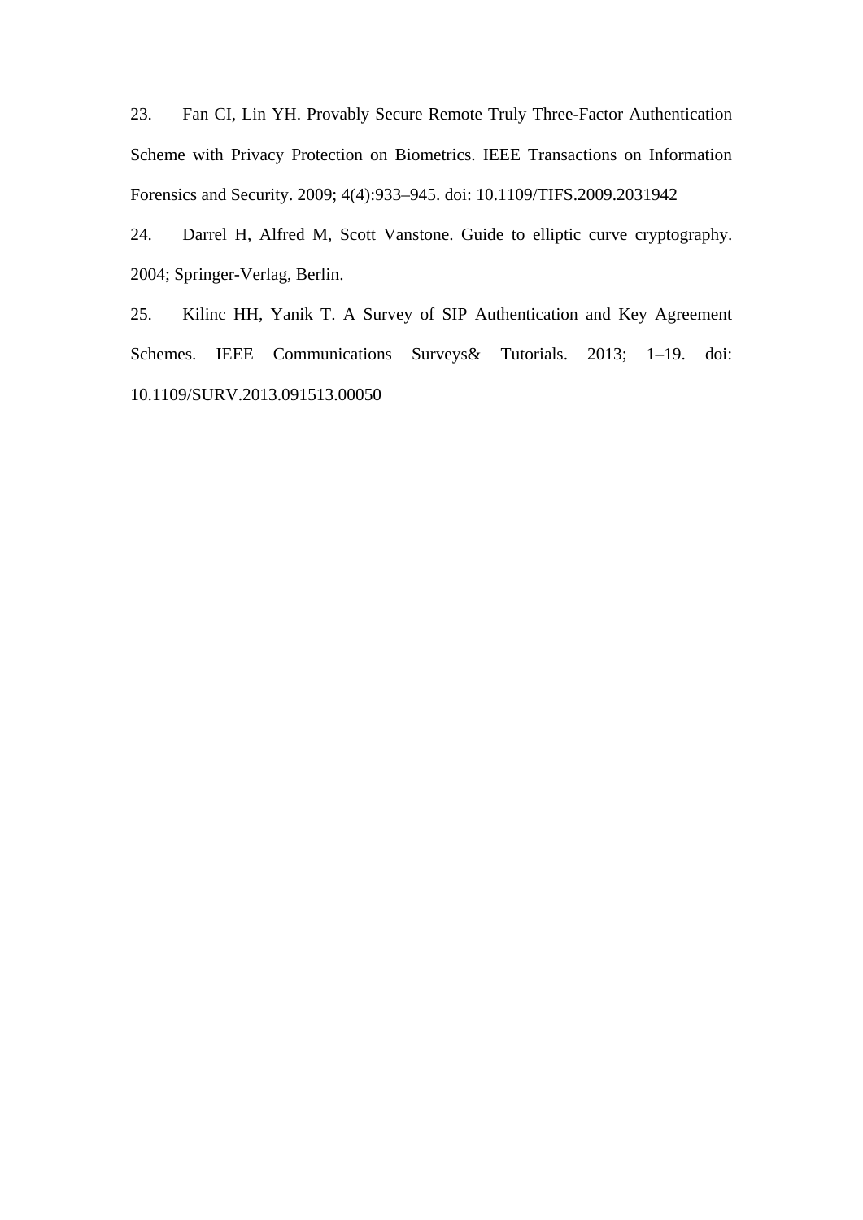23. Fan CI, Lin YH. Provably Secure Remote Truly Three-Factor Authentication Scheme with Privacy Protection on Biometrics. IEEE Transactions on Information Forensics and Security. 2009; 4(4):933–945. doi: 10.1109/TIFS.2009.2031942

24. Darrel H, Alfred M, Scott Vanstone. Guide to elliptic curve cryptography. 2004; Springer-Verlag, Berlin.

25. Kilinc HH, Yanik T. A Survey of SIP Authentication and Key Agreement Schemes. IEEE Communications Surveys& Tutorials. 2013; 1–19. doi: 10.1109/SURV.2013.091513.00050